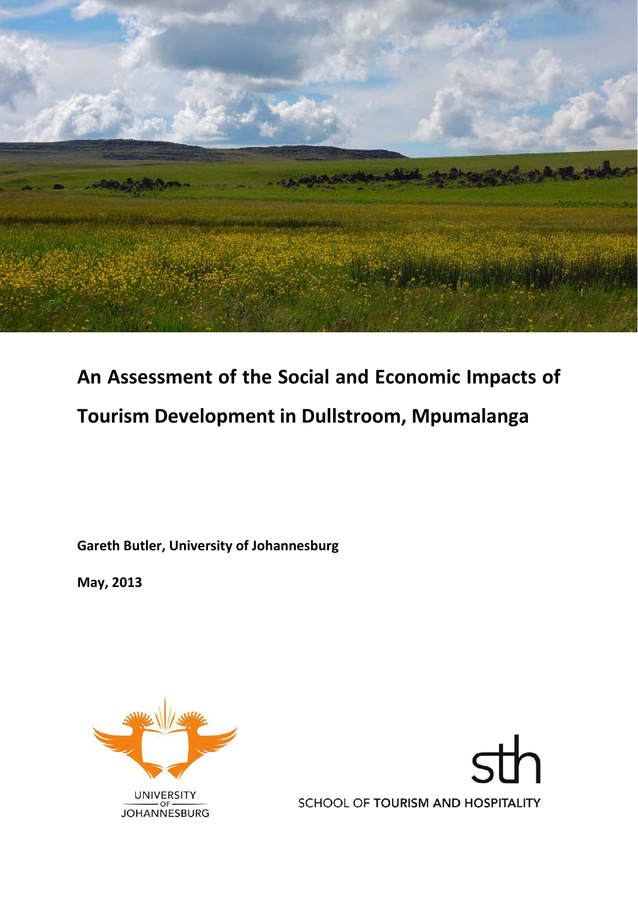# An Assessment of the Social and Economic Impacts of Tourism Development in Dullstroom, Mpumalanga

**Gareth Butler, University of Johannesburg**

**May, 2013**

UNIVERSITY OF JOHANNESBURG

sth

SCHOOL OF TOURISM AND HOSPITALITY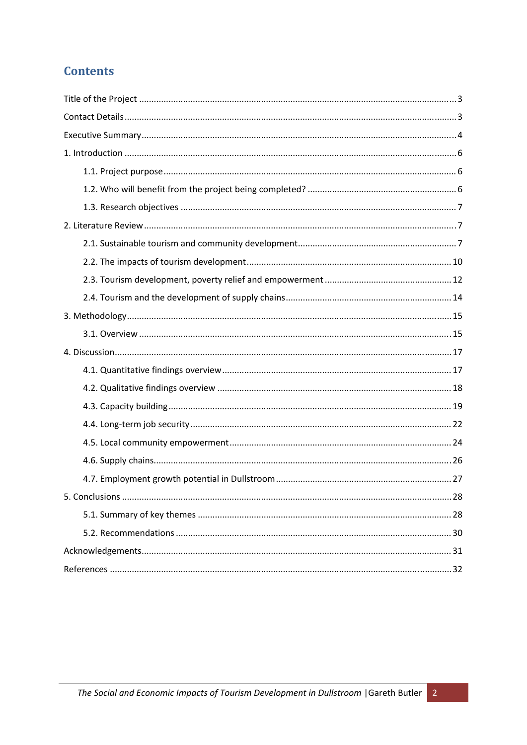# Contents

Title of the Project ..... 3
Contact Details ..... 3
Executive Summary ..... 4
1. Introduction ..... 6
  1.1. Project purpose ..... 6
  1.2. Who will benefit from the project being completed? ..... 6
  1.3. Research objectives ..... 7
2. Literature Review ..... 7
  2.1. Sustainable tourism and community development ..... 7
  2.2. The impacts of tourism development ..... 10
  2.3. Tourism development, poverty relief and empowerment ..... 12
  2.4. Tourism and the development of supply chains ..... 14
3. Methodology ..... 15
  3.1. Overview ..... 15
4. Discussion ..... 17
  4.1. Quantitative findings overview ..... 17
  4.2. Qualitative findings overview ..... 18
  4.3. Capacity building ..... 19
  4.4. Long-term job security ..... 22
  4.5. Local community empowerment ..... 24
  4.6. Supply chains ..... 26
  4.7. Employment growth potential in Dullstroom ..... 27
5. Conclusions ..... 28
  5.1. Summary of key themes ..... 28
  5.2. Recommendations ..... 30
Acknowledgements ..... 31
References ..... 32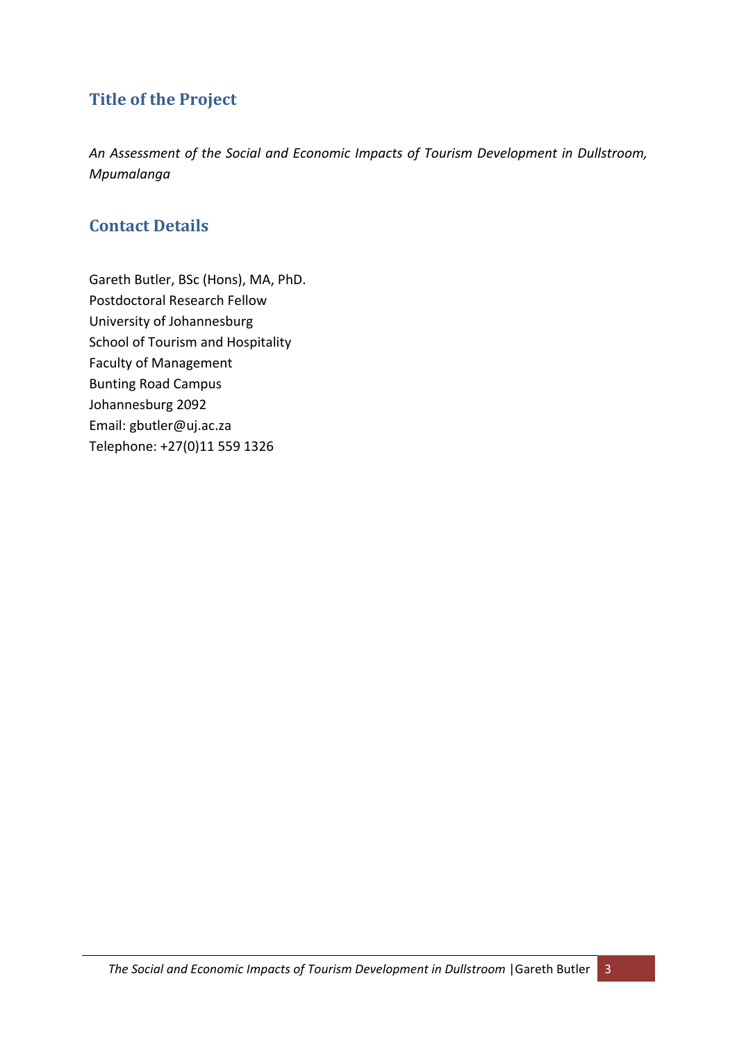## Title of the Project

*An Assessment of the Social and Economic Impacts of Tourism Development in Dullstroom, Mpumalanga*

## Contact Details

Gareth Butler, BSc (Hons), MA, PhD.
Postdoctoral Research Fellow
University of Johannesburg
School of Tourism and Hospitality
Faculty of Management
Bunting Road Campus
Johannesburg 2092
Email: gbutler@uj.ac.za
Telephone: +27(0)11 559 1326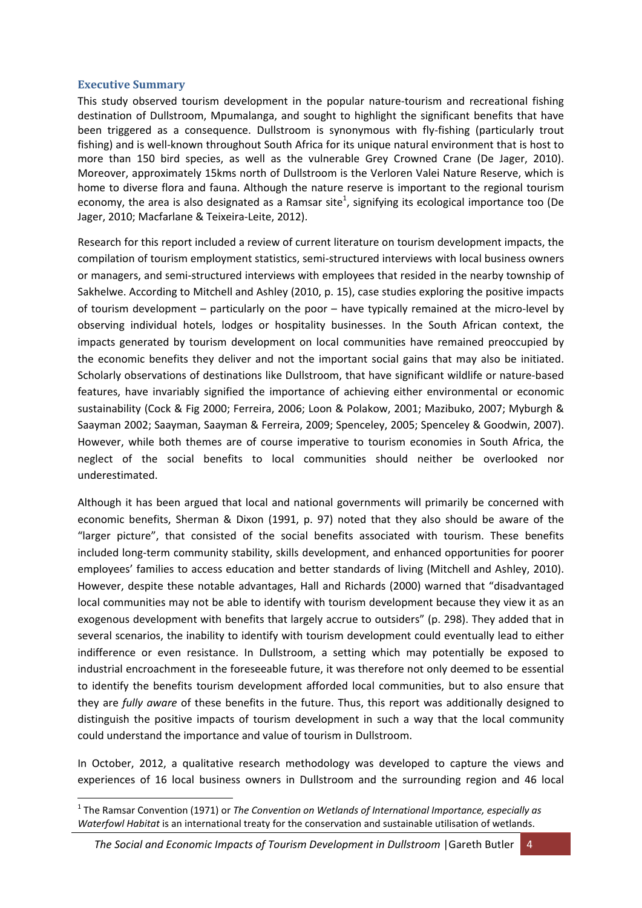## Executive Summary

This study observed tourism development in the popular nature-tourism and recreational fishing destination of Dullstroom, Mpumalanga, and sought to highlight the significant benefits that have been triggered as a consequence. Dullstroom is synonymous with fly-fishing (particularly trout fishing) and is well-known throughout South Africa for its unique natural environment that is host to more than 150 bird species, as well as the vulnerable Grey Crowned Crane (De Jager, 2010). Moreover, approximately 15kms north of Dullstroom is the Verloren Valei Nature Reserve, which is home to diverse flora and fauna. Although the nature reserve is important to the regional tourism economy, the area is also designated as a Ramsar site[1], signifying its ecological importance too (De Jager, 2010; Macfarlane & Teixeira-Leite, 2012).

Research for this report included a review of current literature on tourism development impacts, the compilation of tourism employment statistics, semi-structured interviews with local business owners or managers, and semi-structured interviews with employees that resided in the nearby township of Sakhelwe. According to Mitchell and Ashley (2010, p. 15), case studies exploring the positive impacts of tourism development – particularly on the poor – have typically remained at the micro-level by observing individual hotels, lodges or hospitality businesses. In the South African context, the impacts generated by tourism development on local communities have remained preoccupied by the economic benefits they deliver and not the important social gains that may also be initiated. Scholarly observations of destinations like Dullstroom, that have significant wildlife or nature-based features, have invariably signified the importance of achieving either environmental or economic sustainability (Cock & Fig 2000; Ferreira, 2006; Loon & Polakow, 2001; Mazibuko, 2007; Myburgh & Saayman 2002; Saayman, Saayman & Ferreira, 2009; Spenceley, 2005; Spenceley & Goodwin, 2007). However, while both themes are of course imperative to tourism economies in South Africa, the neglect of the social benefits to local communities should neither be overlooked nor underestimated.

Although it has been argued that local and national governments will primarily be concerned with economic benefits, Sherman & Dixon (1991, p. 97) noted that they also should be aware of the "larger picture", that consisted of the social benefits associated with tourism. These benefits included long-term community stability, skills development, and enhanced opportunities for poorer employees' families to access education and better standards of living (Mitchell and Ashley, 2010). However, despite these notable advantages, Hall and Richards (2000) warned that "disadvantaged local communities may not be able to identify with tourism development because they view it as an exogenous development with benefits that largely accrue to outsiders" (p. 298). They added that in several scenarios, the inability to identify with tourism development could eventually lead to either indifference or even resistance. In Dullstroom, a setting which may potentially be exposed to industrial encroachment in the foreseeable future, it was therefore not only deemed to be essential to identify the benefits tourism development afforded local communities, but to also ensure that they are *fully aware* of these benefits in the future. Thus, this report was additionally designed to distinguish the positive impacts of tourism development in such a way that the local community could understand the importance and value of tourism in Dullstroom.

In October, 2012, a qualitative research methodology was developed to capture the views and experiences of 16 local business owners in Dullstroom and the surrounding region and 46 local

[1] The Ramsar Convention (1971) or *The Convention on Wetlands of International Importance, especially as Waterfowl Habitat* is an international treaty for the conservation and sustainable utilisation of wetlands.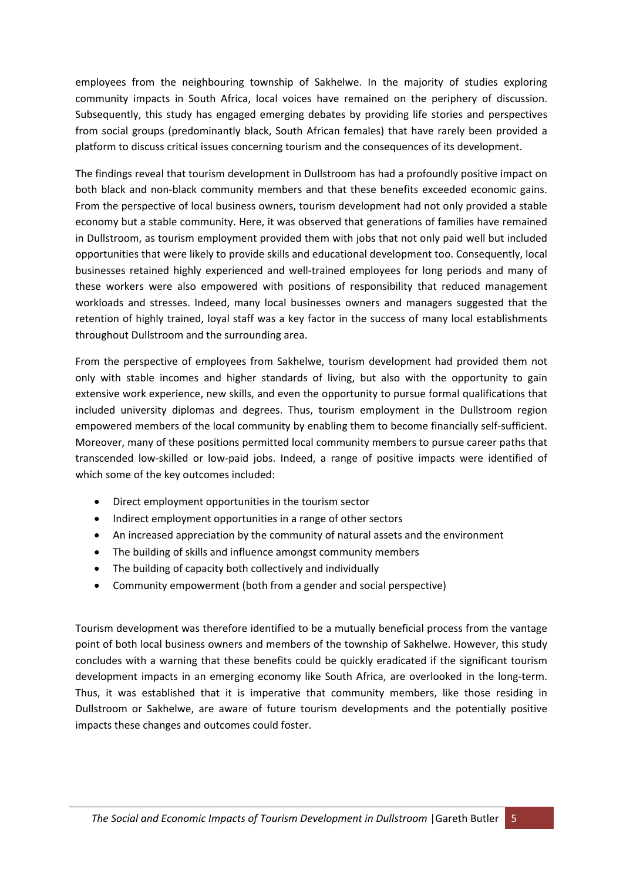employees from the neighbouring township of Sakhelwe. In the majority of studies exploring community impacts in South Africa, local voices have remained on the periphery of discussion. Subsequently, this study has engaged emerging debates by providing life stories and perspectives from social groups (predominantly black, South African females) that have rarely been provided a platform to discuss critical issues concerning tourism and the consequences of its development.

The findings reveal that tourism development in Dullstroom has had a profoundly positive impact on both black and non-black community members and that these benefits exceeded economic gains. From the perspective of local business owners, tourism development had not only provided a stable economy but a stable community. Here, it was observed that generations of families have remained in Dullstroom, as tourism employment provided them with jobs that not only paid well but included opportunities that were likely to provide skills and educational development too. Consequently, local businesses retained highly experienced and well-trained employees for long periods and many of these workers were also empowered with positions of responsibility that reduced management workloads and stresses. Indeed, many local businesses owners and managers suggested that the retention of highly trained, loyal staff was a key factor in the success of many local establishments throughout Dullstroom and the surrounding area.

From the perspective of employees from Sakhelwe, tourism development had provided them not only with stable incomes and higher standards of living, but also with the opportunity to gain extensive work experience, new skills, and even the opportunity to pursue formal qualifications that included university diplomas and degrees. Thus, tourism employment in the Dullstroom region empowered members of the local community by enabling them to become financially self-sufficient. Moreover, many of these positions permitted local community members to pursue career paths that transcended low-skilled or low-paid jobs. Indeed, a range of positive impacts were identified of which some of the key outcomes included:

- Direct employment opportunities in the tourism sector
- Indirect employment opportunities in a range of other sectors
- An increased appreciation by the community of natural assets and the environment
- The building of skills and influence amongst community members
- The building of capacity both collectively and individually
- Community empowerment (both from a gender and social perspective)

Tourism development was therefore identified to be a mutually beneficial process from the vantage point of both local business owners and members of the township of Sakhelwe. However, this study concludes with a warning that these benefits could be quickly eradicated if the significant tourism development impacts in an emerging economy like South Africa, are overlooked in the long-term. Thus, it was established that it is imperative that community members, like those residing in Dullstroom or Sakhelwe, are aware of future tourism developments and the potentially positive impacts these changes and outcomes could foster.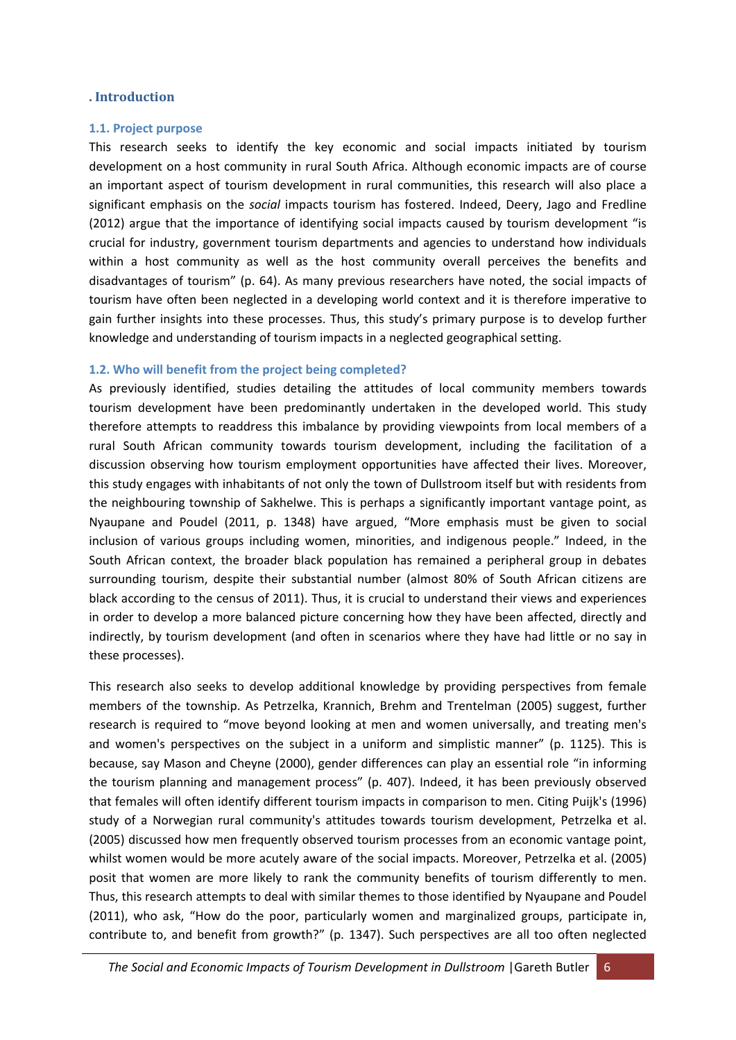## . Introduction

### 1.1. Project purpose

This research seeks to identify the key economic and social impacts initiated by tourism development on a host community in rural South Africa. Although economic impacts are of course an important aspect of tourism development in rural communities, this research will also place a significant emphasis on the *social* impacts tourism has fostered. Indeed, Deery, Jago and Fredline (2012) argue that the importance of identifying social impacts caused by tourism development "is crucial for industry, government tourism departments and agencies to understand how individuals within a host community as well as the host community overall perceives the benefits and disadvantages of tourism" (p. 64). As many previous researchers have noted, the social impacts of tourism have often been neglected in a developing world context and it is therefore imperative to gain further insights into these processes. Thus, this study's primary purpose is to develop further knowledge and understanding of tourism impacts in a neglected geographical setting.

### 1.2. Who will benefit from the project being completed?

As previously identified, studies detailing the attitudes of local community members towards tourism development have been predominantly undertaken in the developed world. This study therefore attempts to readdress this imbalance by providing viewpoints from local members of a rural South African community towards tourism development, including the facilitation of a discussion observing how tourism employment opportunities have affected their lives. Moreover, this study engages with inhabitants of not only the town of Dullstroom itself but with residents from the neighbouring township of Sakhelwe. This is perhaps a significantly important vantage point, as Nyaupane and Poudel (2011, p. 1348) have argued, "More emphasis must be given to social inclusion of various groups including women, minorities, and indigenous people." Indeed, in the South African context, the broader black population has remained a peripheral group in debates surrounding tourism, despite their substantial number (almost 80% of South African citizens are black according to the census of 2011). Thus, it is crucial to understand their views and experiences in order to develop a more balanced picture concerning how they have been affected, directly and indirectly, by tourism development (and often in scenarios where they have had little or no say in these processes).

This research also seeks to develop additional knowledge by providing perspectives from female members of the township. As Petrzelka, Krannich, Brehm and Trentelman (2005) suggest, further research is required to "move beyond looking at men and women universally, and treating men's and women's perspectives on the subject in a uniform and simplistic manner" (p. 1125). This is because, say Mason and Cheyne (2000), gender differences can play an essential role "in informing the tourism planning and management process" (p. 407). Indeed, it has been previously observed that females will often identify different tourism impacts in comparison to men. Citing Puijk's (1996) study of a Norwegian rural community's attitudes towards tourism development, Petrzelka et al. (2005) discussed how men frequently observed tourism processes from an economic vantage point, whilst women would be more acutely aware of the social impacts. Moreover, Petrzelka et al. (2005) posit that women are more likely to rank the community benefits of tourism differently to men. Thus, this research attempts to deal with similar themes to those identified by Nyaupane and Poudel (2011), who ask, "How do the poor, particularly women and marginalized groups, participate in, contribute to, and benefit from growth?" (p. 1347). Such perspectives are all too often neglected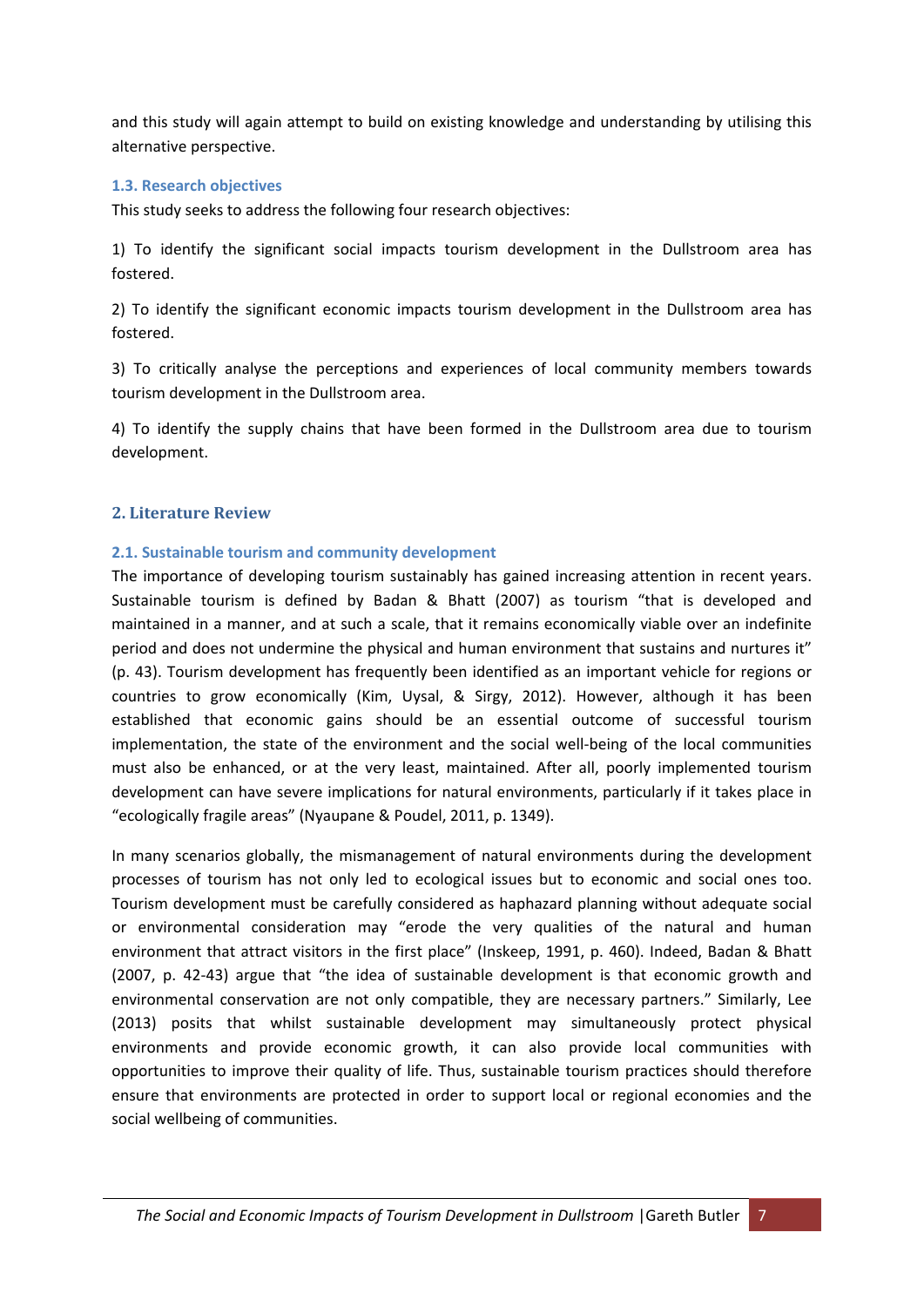and this study will again attempt to build on existing knowledge and understanding by utilising this alternative perspective.

### 1.3. Research objectives

This study seeks to address the following four research objectives:

1) To identify the significant social impacts tourism development in the Dullstroom area has fostered.

2) To identify the significant economic impacts tourism development in the Dullstroom area has fostered.

3) To critically analyse the perceptions and experiences of local community members towards tourism development in the Dullstroom area.

4) To identify the supply chains that have been formed in the Dullstroom area due to tourism development.

## 2. Literature Review

### 2.1. Sustainable tourism and community development

The importance of developing tourism sustainably has gained increasing attention in recent years. Sustainable tourism is defined by Badan & Bhatt (2007) as tourism "that is developed and maintained in a manner, and at such a scale, that it remains economically viable over an indefinite period and does not undermine the physical and human environment that sustains and nurtures it" (p. 43). Tourism development has frequently been identified as an important vehicle for regions or countries to grow economically (Kim, Uysal, & Sirgy, 2012). However, although it has been established that economic gains should be an essential outcome of successful tourism implementation, the state of the environment and the social well-being of the local communities must also be enhanced, or at the very least, maintained. After all, poorly implemented tourism development can have severe implications for natural environments, particularly if it takes place in "ecologically fragile areas" (Nyaupane & Poudel, 2011, p. 1349).

In many scenarios globally, the mismanagement of natural environments during the development processes of tourism has not only led to ecological issues but to economic and social ones too. Tourism development must be carefully considered as haphazard planning without adequate social or environmental consideration may "erode the very qualities of the natural and human environment that attract visitors in the first place" (Inskeep, 1991, p. 460). Indeed, Badan & Bhatt (2007, p. 42-43) argue that "the idea of sustainable development is that economic growth and environmental conservation are not only compatible, they are necessary partners." Similarly, Lee (2013) posits that whilst sustainable development may simultaneously protect physical environments and provide economic growth, it can also provide local communities with opportunities to improve their quality of life. Thus, sustainable tourism practices should therefore ensure that environments are protected in order to support local or regional economies and the social wellbeing of communities.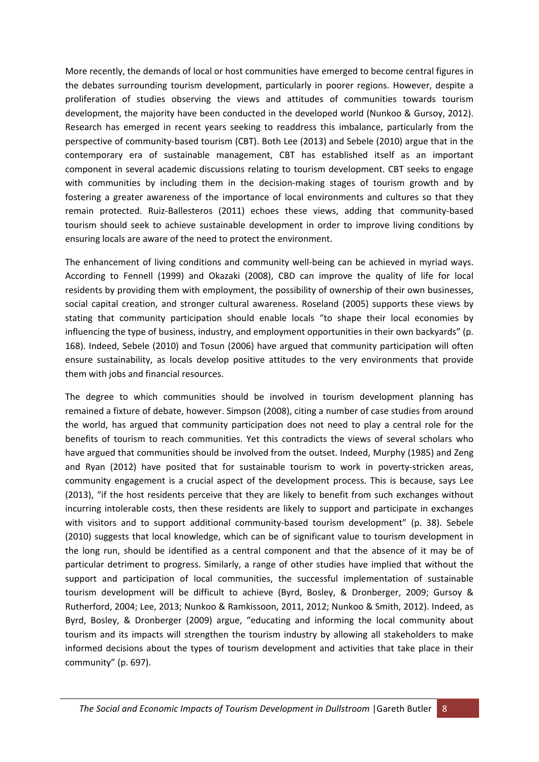More recently, the demands of local or host communities have emerged to become central figures in the debates surrounding tourism development, particularly in poorer regions. However, despite a proliferation of studies observing the views and attitudes of communities towards tourism development, the majority have been conducted in the developed world (Nunkoo & Gursoy, 2012). Research has emerged in recent years seeking to readdress this imbalance, particularly from the perspective of community-based tourism (CBT). Both Lee (2013) and Sebele (2010) argue that in the contemporary era of sustainable management, CBT has established itself as an important component in several academic discussions relating to tourism development. CBT seeks to engage with communities by including them in the decision-making stages of tourism growth and by fostering a greater awareness of the importance of local environments and cultures so that they remain protected. Ruiz-Ballesteros (2011) echoes these views, adding that community-based tourism should seek to achieve sustainable development in order to improve living conditions by ensuring locals are aware of the need to protect the environment.

The enhancement of living conditions and community well-being can be achieved in myriad ways. According to Fennell (1999) and Okazaki (2008), CBD can improve the quality of life for local residents by providing them with employment, the possibility of ownership of their own businesses, social capital creation, and stronger cultural awareness. Roseland (2005) supports these views by stating that community participation should enable locals "to shape their local economies by influencing the type of business, industry, and employment opportunities in their own backyards" (p. 168). Indeed, Sebele (2010) and Tosun (2006) have argued that community participation will often ensure sustainability, as locals develop positive attitudes to the very environments that provide them with jobs and financial resources.

The degree to which communities should be involved in tourism development planning has remained a fixture of debate, however. Simpson (2008), citing a number of case studies from around the world, has argued that community participation does not need to play a central role for the benefits of tourism to reach communities. Yet this contradicts the views of several scholars who have argued that communities should be involved from the outset. Indeed, Murphy (1985) and Zeng and Ryan (2012) have posited that for sustainable tourism to work in poverty-stricken areas, community engagement is a crucial aspect of the development process. This is because, says Lee (2013), "if the host residents perceive that they are likely to benefit from such exchanges without incurring intolerable costs, then these residents are likely to support and participate in exchanges with visitors and to support additional community-based tourism development" (p. 38). Sebele (2010) suggests that local knowledge, which can be of significant value to tourism development in the long run, should be identified as a central component and that the absence of it may be of particular detriment to progress. Similarly, a range of other studies have implied that without the support and participation of local communities, the successful implementation of sustainable tourism development will be difficult to achieve (Byrd, Bosley, & Dronberger, 2009; Gursoy & Rutherford, 2004; Lee, 2013; Nunkoo & Ramkissoon, 2011, 2012; Nunkoo & Smith, 2012). Indeed, as Byrd, Bosley, & Dronberger (2009) argue, "educating and informing the local community about tourism and its impacts will strengthen the tourism industry by allowing all stakeholders to make informed decisions about the types of tourism development and activities that take place in their community" (p. 697).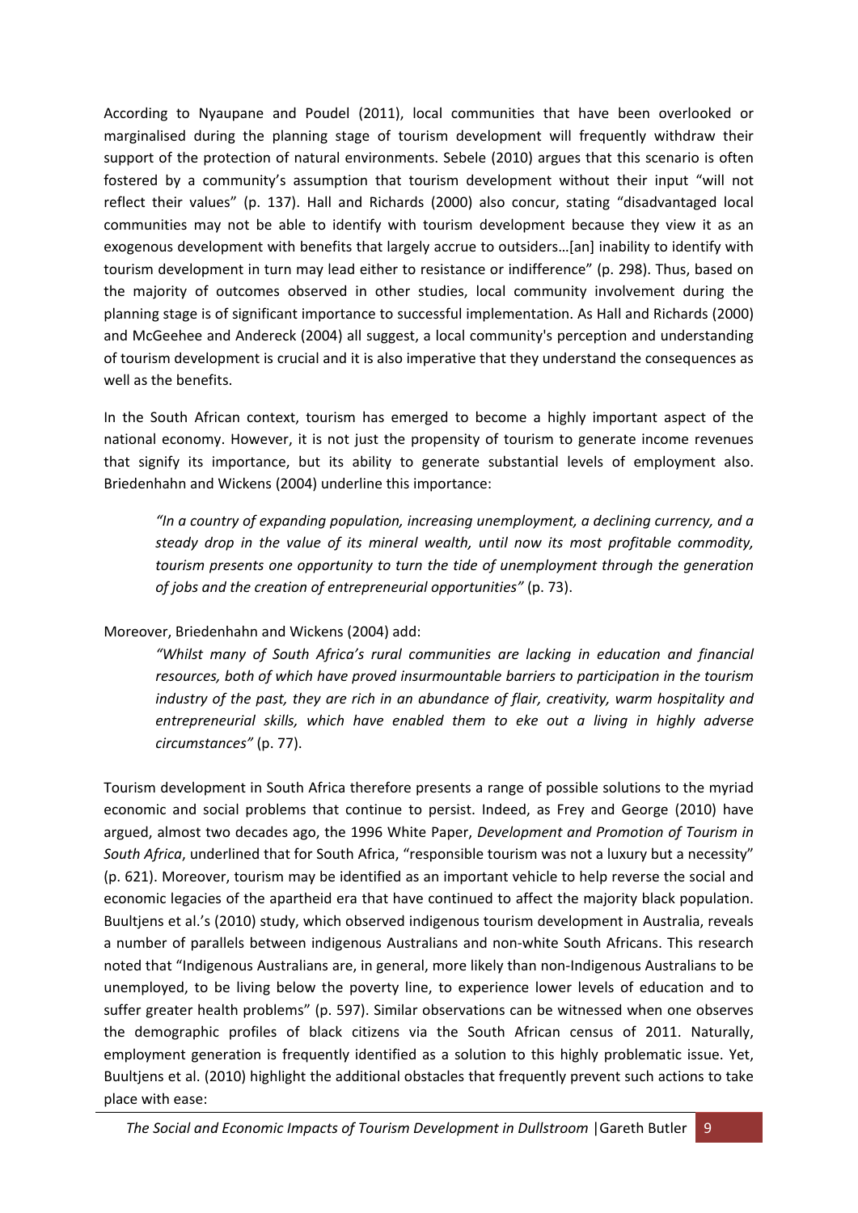According to Nyaupane and Poudel (2011), local communities that have been overlooked or marginalised during the planning stage of tourism development will frequently withdraw their support of the protection of natural environments. Sebele (2010) argues that this scenario is often fostered by a community's assumption that tourism development without their input "will not reflect their values" (p. 137). Hall and Richards (2000) also concur, stating "disadvantaged local communities may not be able to identify with tourism development because they view it as an exogenous development with benefits that largely accrue to outsiders…[an] inability to identify with tourism development in turn may lead either to resistance or indifference" (p. 298). Thus, based on the majority of outcomes observed in other studies, local community involvement during the planning stage is of significant importance to successful implementation. As Hall and Richards (2000) and McGeehee and Andereck (2004) all suggest, a local community's perception and understanding of tourism development is crucial and it is also imperative that they understand the consequences as well as the benefits.

In the South African context, tourism has emerged to become a highly important aspect of the national economy. However, it is not just the propensity of tourism to generate income revenues that signify its importance, but its ability to generate substantial levels of employment also. Briedenhahn and Wickens (2004) underline this importance:

> *"In a country of expanding population, increasing unemployment, a declining currency, and a steady drop in the value of its mineral wealth, until now its most profitable commodity, tourism presents one opportunity to turn the tide of unemployment through the generation of jobs and the creation of entrepreneurial opportunities"* (p. 73).

Moreover, Briedenhahn and Wickens (2004) add:

> *"Whilst many of South Africa's rural communities are lacking in education and financial resources, both of which have proved insurmountable barriers to participation in the tourism industry of the past, they are rich in an abundance of flair, creativity, warm hospitality and entrepreneurial skills, which have enabled them to eke out a living in highly adverse circumstances"* (p. 77).

Tourism development in South Africa therefore presents a range of possible solutions to the myriad economic and social problems that continue to persist. Indeed, as Frey and George (2010) have argued, almost two decades ago, the 1996 White Paper, *Development and Promotion of Tourism in South Africa*, underlined that for South Africa, "responsible tourism was not a luxury but a necessity" (p. 621). Moreover, tourism may be identified as an important vehicle to help reverse the social and economic legacies of the apartheid era that have continued to affect the majority black population. Buultjens et al.'s (2010) study, which observed indigenous tourism development in Australia, reveals a number of parallels between indigenous Australians and non-white South Africans. This research noted that "Indigenous Australians are, in general, more likely than non-Indigenous Australians to be unemployed, to be living below the poverty line, to experience lower levels of education and to suffer greater health problems" (p. 597). Similar observations can be witnessed when one observes the demographic profiles of black citizens via the South African census of 2011. Naturally, employment generation is frequently identified as a solution to this highly problematic issue. Yet, Buultjens et al. (2010) highlight the additional obstacles that frequently prevent such actions to take place with ease: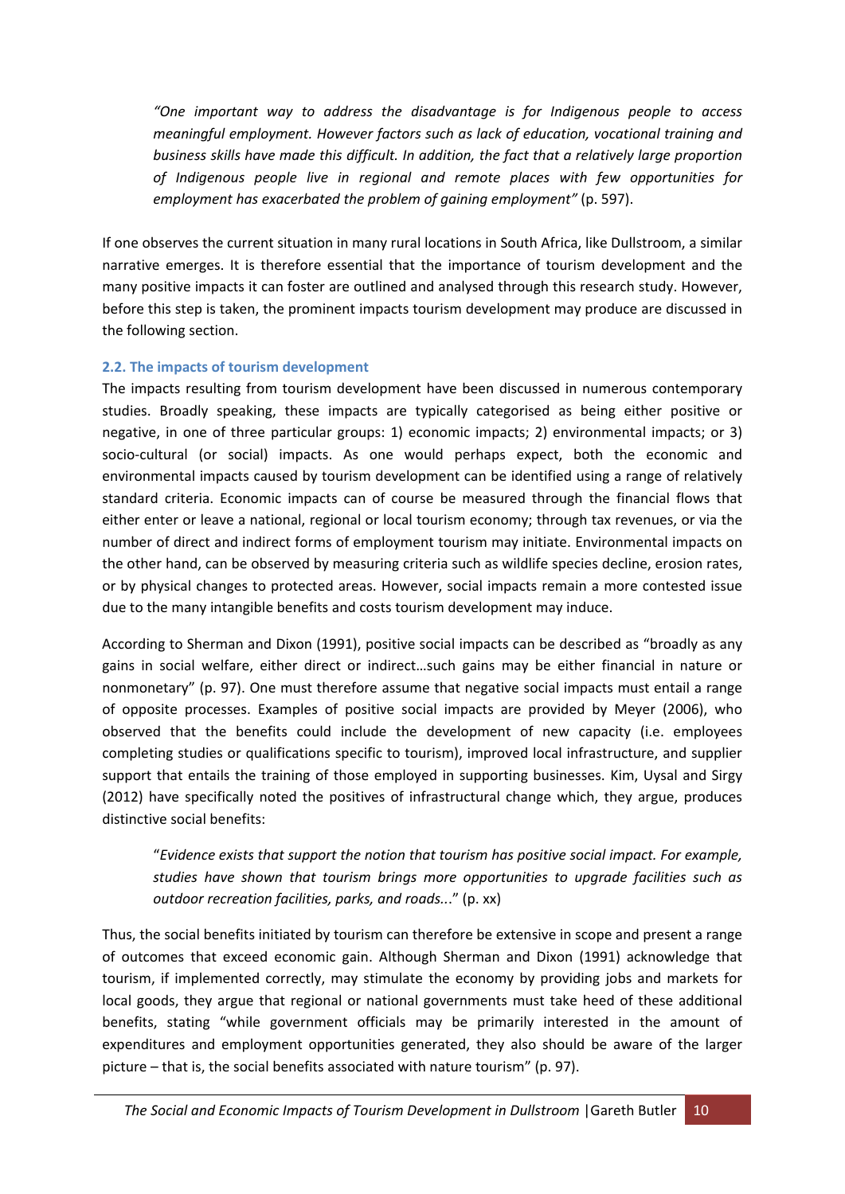> *"One important way to address the disadvantage is for Indigenous people to access meaningful employment. However factors such as lack of education, vocational training and business skills have made this difficult. In addition, the fact that a relatively large proportion of Indigenous people live in regional and remote places with few opportunities for employment has exacerbated the problem of gaining employment"* (p. 597).

If one observes the current situation in many rural locations in South Africa, like Dullstroom, a similar narrative emerges. It is therefore essential that the importance of tourism development and the many positive impacts it can foster are outlined and analysed through this research study. However, before this step is taken, the prominent impacts tourism development may produce are discussed in the following section.

### 2.2. The impacts of tourism development

The impacts resulting from tourism development have been discussed in numerous contemporary studies. Broadly speaking, these impacts are typically categorised as being either positive or negative, in one of three particular groups: 1) economic impacts; 2) environmental impacts; or 3) socio-cultural (or social) impacts. As one would perhaps expect, both the economic and environmental impacts caused by tourism development can be identified using a range of relatively standard criteria. Economic impacts can of course be measured through the financial flows that either enter or leave a national, regional or local tourism economy; through tax revenues, or via the number of direct and indirect forms of employment tourism may initiate. Environmental impacts on the other hand, can be observed by measuring criteria such as wildlife species decline, erosion rates, or by physical changes to protected areas. However, social impacts remain a more contested issue due to the many intangible benefits and costs tourism development may induce.

According to Sherman and Dixon (1991), positive social impacts can be described as "broadly as any gains in social welfare, either direct or indirect…such gains may be either financial in nature or nonmonetary" (p. 97). One must therefore assume that negative social impacts must entail a range of opposite processes. Examples of positive social impacts are provided by Meyer (2006), who observed that the benefits could include the development of new capacity (i.e. employees completing studies or qualifications specific to tourism), improved local infrastructure, and supplier support that entails the training of those employed in supporting businesses. Kim, Uysal and Sirgy (2012) have specifically noted the positives of infrastructural change which, they argue, produces distinctive social benefits:

> "*Evidence exists that support the notion that tourism has positive social impact. For example, studies have shown that tourism brings more opportunities to upgrade facilities such as outdoor recreation facilities, parks, and roads...*" (p. xx)

Thus, the social benefits initiated by tourism can therefore be extensive in scope and present a range of outcomes that exceed economic gain. Although Sherman and Dixon (1991) acknowledge that tourism, if implemented correctly, may stimulate the economy by providing jobs and markets for local goods, they argue that regional or national governments must take heed of these additional benefits, stating "while government officials may be primarily interested in the amount of expenditures and employment opportunities generated, they also should be aware of the larger picture – that is, the social benefits associated with nature tourism" (p. 97).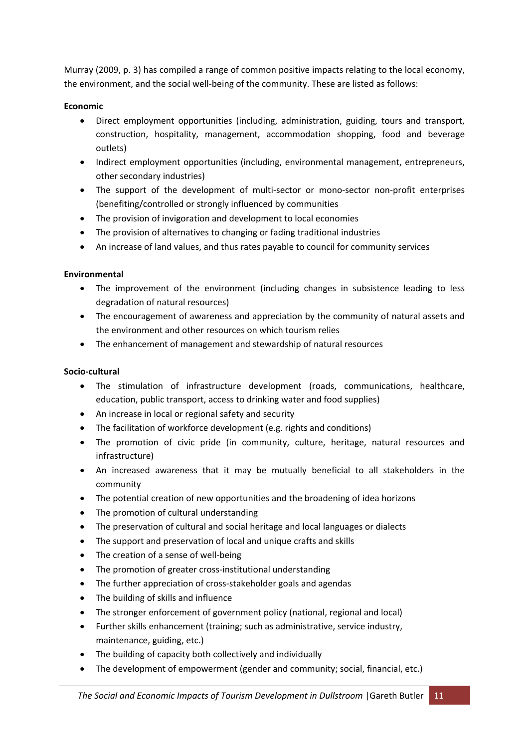Murray (2009, p. 3) has compiled a range of common positive impacts relating to the local economy, the environment, and the social well-being of the community. These are listed as follows:

**Economic**

- Direct employment opportunities (including, administration, guiding, tours and transport, construction, hospitality, management, accommodation shopping, food and beverage outlets)
- Indirect employment opportunities (including, environmental management, entrepreneurs, other secondary industries)
- The support of the development of multi-sector or mono-sector non-profit enterprises (benefiting/controlled or strongly influenced by communities
- The provision of invigoration and development to local economies
- The provision of alternatives to changing or fading traditional industries
- An increase of land values, and thus rates payable to council for community services

**Environmental**

- The improvement of the environment (including changes in subsistence leading to less degradation of natural resources)
- The encouragement of awareness and appreciation by the community of natural assets and the environment and other resources on which tourism relies
- The enhancement of management and stewardship of natural resources

**Socio-cultural**

- The stimulation of infrastructure development (roads, communications, healthcare, education, public transport, access to drinking water and food supplies)
- An increase in local or regional safety and security
- The facilitation of workforce development (e.g. rights and conditions)
- The promotion of civic pride (in community, culture, heritage, natural resources and infrastructure)
- An increased awareness that it may be mutually beneficial to all stakeholders in the community
- The potential creation of new opportunities and the broadening of idea horizons
- The promotion of cultural understanding
- The preservation of cultural and social heritage and local languages or dialects
- The support and preservation of local and unique crafts and skills
- The creation of a sense of well-being
- The promotion of greater cross-institutional understanding
- The further appreciation of cross-stakeholder goals and agendas
- The building of skills and influence
- The stronger enforcement of government policy (national, regional and local)
- Further skills enhancement (training; such as administrative, service industry, maintenance, guiding, etc.)
- The building of capacity both collectively and individually
- The development of empowerment (gender and community; social, financial, etc.)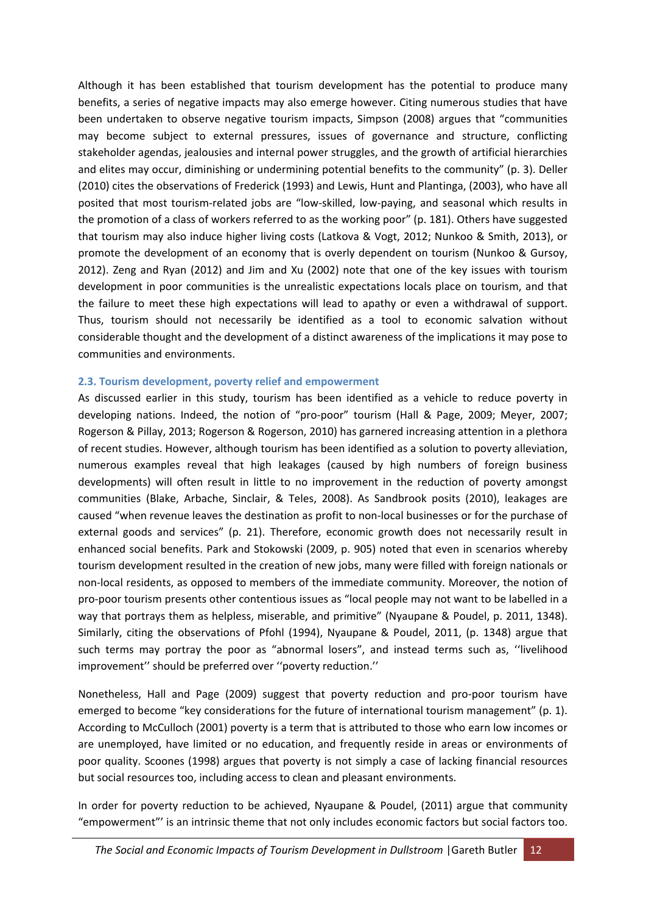Although it has been established that tourism development has the potential to produce many benefits, a series of negative impacts may also emerge however. Citing numerous studies that have been undertaken to observe negative tourism impacts, Simpson (2008) argues that "communities may become subject to external pressures, issues of governance and structure, conflicting stakeholder agendas, jealousies and internal power struggles, and the growth of artificial hierarchies and elites may occur, diminishing or undermining potential benefits to the community" (p. 3). Deller (2010) cites the observations of Frederick (1993) and Lewis, Hunt and Plantinga, (2003), who have all posited that most tourism-related jobs are "low-skilled, low-paying, and seasonal which results in the promotion of a class of workers referred to as the working poor" (p. 181). Others have suggested that tourism may also induce higher living costs (Latkova & Vogt, 2012; Nunkoo & Smith, 2013), or promote the development of an economy that is overly dependent on tourism (Nunkoo & Gursoy, 2012). Zeng and Ryan (2012) and Jim and Xu (2002) note that one of the key issues with tourism development in poor communities is the unrealistic expectations locals place on tourism, and that the failure to meet these high expectations will lead to apathy or even a withdrawal of support. Thus, tourism should not necessarily be identified as a tool to economic salvation without considerable thought and the development of a distinct awareness of the implications it may pose to communities and environments.

### 2.3. Tourism development, poverty relief and empowerment

As discussed earlier in this study, tourism has been identified as a vehicle to reduce poverty in developing nations. Indeed, the notion of "pro-poor" tourism (Hall & Page, 2009; Meyer, 2007; Rogerson & Pillay, 2013; Rogerson & Rogerson, 2010) has garnered increasing attention in a plethora of recent studies. However, although tourism has been identified as a solution to poverty alleviation, numerous examples reveal that high leakages (caused by high numbers of foreign business developments) will often result in little to no improvement in the reduction of poverty amongst communities (Blake, Arbache, Sinclair, & Teles, 2008). As Sandbrook posits (2010), leakages are caused "when revenue leaves the destination as profit to non-local businesses or for the purchase of external goods and services" (p. 21). Therefore, economic growth does not necessarily result in enhanced social benefits. Park and Stokowski (2009, p. 905) noted that even in scenarios whereby tourism development resulted in the creation of new jobs, many were filled with foreign nationals or non-local residents, as opposed to members of the immediate community. Moreover, the notion of pro-poor tourism presents other contentious issues as "local people may not want to be labelled in a way that portrays them as helpless, miserable, and primitive" (Nyaupane & Poudel, p. 2011, 1348). Similarly, citing the observations of Pfohl (1994), Nyaupane & Poudel, 2011, (p. 1348) argue that such terms may portray the poor as "abnormal losers", and instead terms such as, ''livelihood improvement'' should be preferred over ''poverty reduction.''

Nonetheless, Hall and Page (2009) suggest that poverty reduction and pro-poor tourism have emerged to become "key considerations for the future of international tourism management" (p. 1). According to McCulloch (2001) poverty is a term that is attributed to those who earn low incomes or are unemployed, have limited or no education, and frequently reside in areas or environments of poor quality. Scoones (1998) argues that poverty is not simply a case of lacking financial resources but social resources too, including access to clean and pleasant environments.

In order for poverty reduction to be achieved, Nyaupane & Poudel, (2011) argue that community "empowerment"' is an intrinsic theme that not only includes economic factors but social factors too.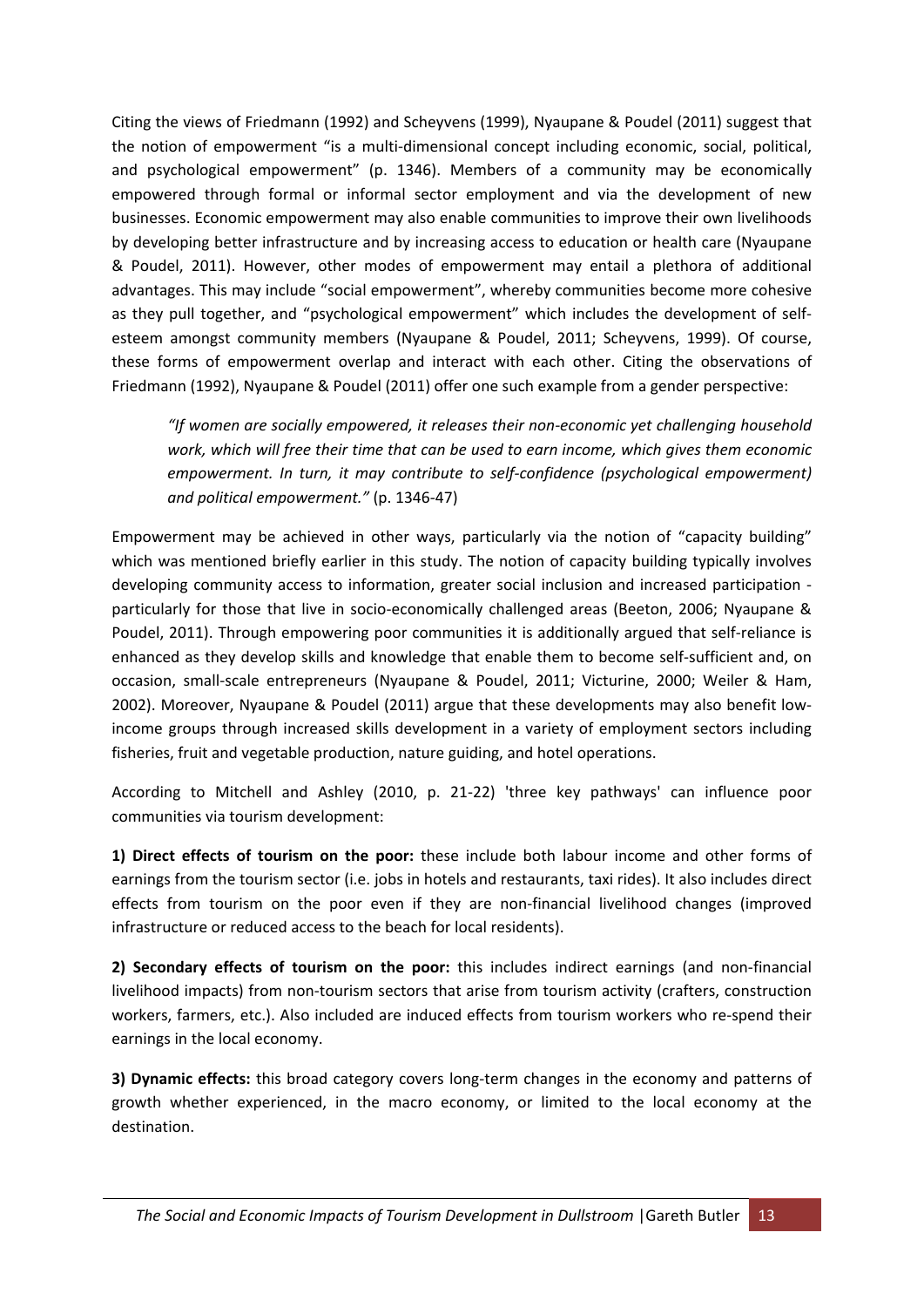Citing the views of Friedmann (1992) and Scheyvens (1999), Nyaupane & Poudel (2011) suggest that the notion of empowerment "is a multi-dimensional concept including economic, social, political, and psychological empowerment" (p. 1346). Members of a community may be economically empowered through formal or informal sector employment and via the development of new businesses. Economic empowerment may also enable communities to improve their own livelihoods by developing better infrastructure and by increasing access to education or health care (Nyaupane & Poudel, 2011). However, other modes of empowerment may entail a plethora of additional advantages. This may include "social empowerment", whereby communities become more cohesive as they pull together, and "psychological empowerment" which includes the development of self-esteem amongst community members (Nyaupane & Poudel, 2011; Scheyvens, 1999). Of course, these forms of empowerment overlap and interact with each other. Citing the observations of Friedmann (1992), Nyaupane & Poudel (2011) offer one such example from a gender perspective:

> *"If women are socially empowered, it releases their non-economic yet challenging household work, which will free their time that can be used to earn income, which gives them economic empowerment. In turn, it may contribute to self-confidence (psychological empowerment) and political empowerment."* (p. 1346-47)

Empowerment may be achieved in other ways, particularly via the notion of "capacity building" which was mentioned briefly earlier in this study. The notion of capacity building typically involves developing community access to information, greater social inclusion and increased participation - particularly for those that live in socio-economically challenged areas (Beeton, 2006; Nyaupane & Poudel, 2011). Through empowering poor communities it is additionally argued that self-reliance is enhanced as they develop skills and knowledge that enable them to become self-sufficient and, on occasion, small-scale entrepreneurs (Nyaupane & Poudel, 2011; Victurine, 2000; Weiler & Ham, 2002). Moreover, Nyaupane & Poudel (2011) argue that these developments may also benefit low-income groups through increased skills development in a variety of employment sectors including fisheries, fruit and vegetable production, nature guiding, and hotel operations.

According to Mitchell and Ashley (2010, p. 21-22) 'three key pathways' can influence poor communities via tourism development:

**1) Direct effects of tourism on the poor:** these include both labour income and other forms of earnings from the tourism sector (i.e. jobs in hotels and restaurants, taxi rides). It also includes direct effects from tourism on the poor even if they are non-financial livelihood changes (improved infrastructure or reduced access to the beach for local residents).

**2) Secondary effects of tourism on the poor:** this includes indirect earnings (and non-financial livelihood impacts) from non-tourism sectors that arise from tourism activity (crafters, construction workers, farmers, etc.). Also included are induced effects from tourism workers who re-spend their earnings in the local economy.

**3) Dynamic effects:** this broad category covers long-term changes in the economy and patterns of growth whether experienced, in the macro economy, or limited to the local economy at the destination.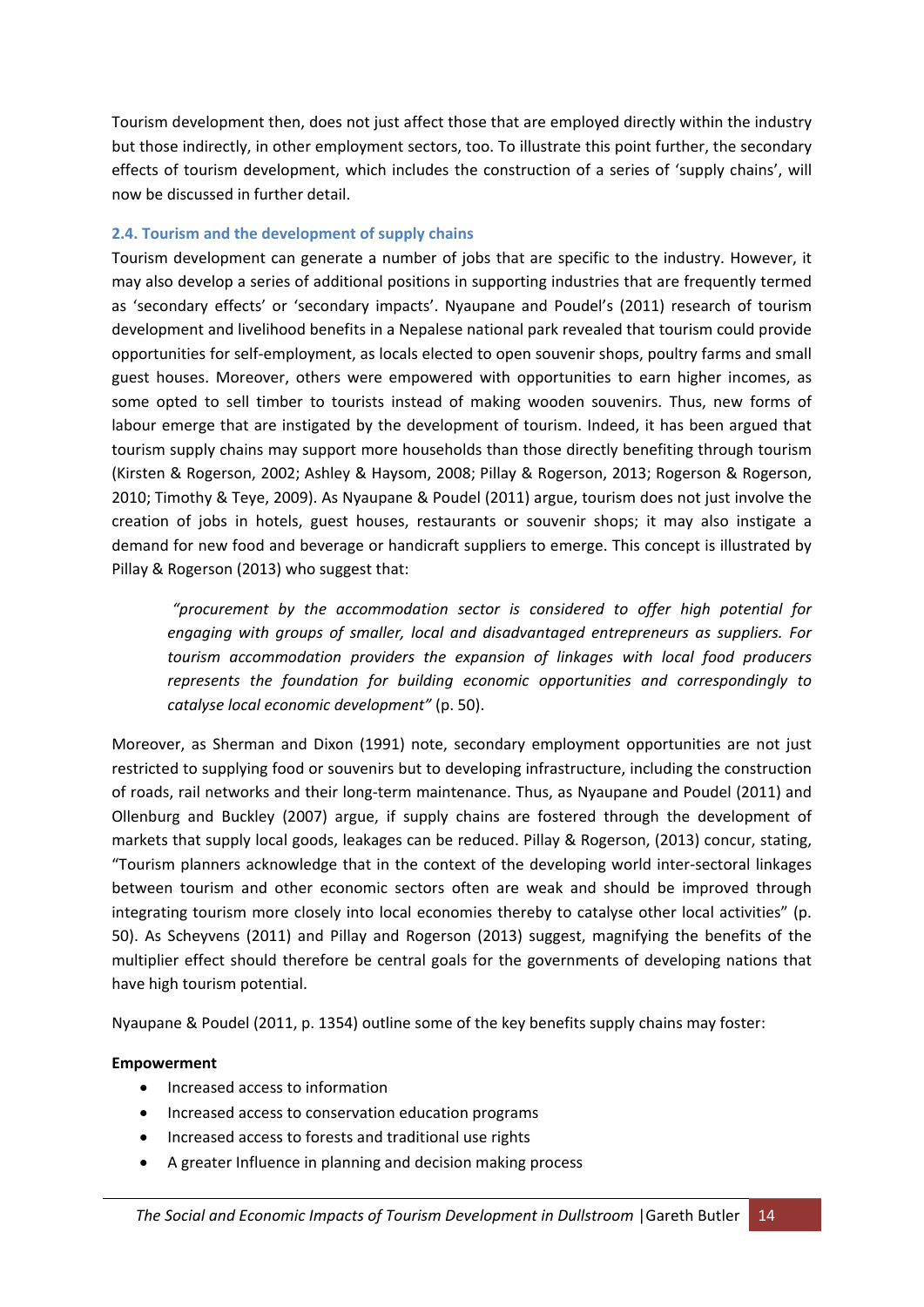Tourism development then, does not just affect those that are employed directly within the industry but those indirectly, in other employment sectors, too. To illustrate this point further, the secondary effects of tourism development, which includes the construction of a series of 'supply chains', will now be discussed in further detail.

### 2.4. Tourism and the development of supply chains

Tourism development can generate a number of jobs that are specific to the industry. However, it may also develop a series of additional positions in supporting industries that are frequently termed as 'secondary effects' or 'secondary impacts'. Nyaupane and Poudel's (2011) research of tourism development and livelihood benefits in a Nepalese national park revealed that tourism could provide opportunities for self-employment, as locals elected to open souvenir shops, poultry farms and small guest houses. Moreover, others were empowered with opportunities to earn higher incomes, as some opted to sell timber to tourists instead of making wooden souvenirs. Thus, new forms of labour emerge that are instigated by the development of tourism. Indeed, it has been argued that tourism supply chains may support more households than those directly benefiting through tourism (Kirsten & Rogerson, 2002; Ashley & Haysom, 2008; Pillay & Rogerson, 2013; Rogerson & Rogerson, 2010; Timothy & Teye, 2009). As Nyaupane & Poudel (2011) argue, tourism does not just involve the creation of jobs in hotels, guest houses, restaurants or souvenir shops; it may also instigate a demand for new food and beverage or handicraft suppliers to emerge. This concept is illustrated by Pillay & Rogerson (2013) who suggest that:

> *"procurement by the accommodation sector is considered to offer high potential for engaging with groups of smaller, local and disadvantaged entrepreneurs as suppliers. For tourism accommodation providers the expansion of linkages with local food producers represents the foundation for building economic opportunities and correspondingly to catalyse local economic development"* (p. 50).

Moreover, as Sherman and Dixon (1991) note, secondary employment opportunities are not just restricted to supplying food or souvenirs but to developing infrastructure, including the construction of roads, rail networks and their long-term maintenance. Thus, as Nyaupane and Poudel (2011) and Ollenburg and Buckley (2007) argue, if supply chains are fostered through the development of markets that supply local goods, leakages can be reduced. Pillay & Rogerson, (2013) concur, stating, "Tourism planners acknowledge that in the context of the developing world inter-sectoral linkages between tourism and other economic sectors often are weak and should be improved through integrating tourism more closely into local economies thereby to catalyse other local activities" (p. 50). As Scheyvens (2011) and Pillay and Rogerson (2013) suggest, magnifying the benefits of the multiplier effect should therefore be central goals for the governments of developing nations that have high tourism potential.

Nyaupane & Poudel (2011, p. 1354) outline some of the key benefits supply chains may foster:

**Empowerment**

- Increased access to information
- Increased access to conservation education programs
- Increased access to forests and traditional use rights
- A greater Influence in planning and decision making process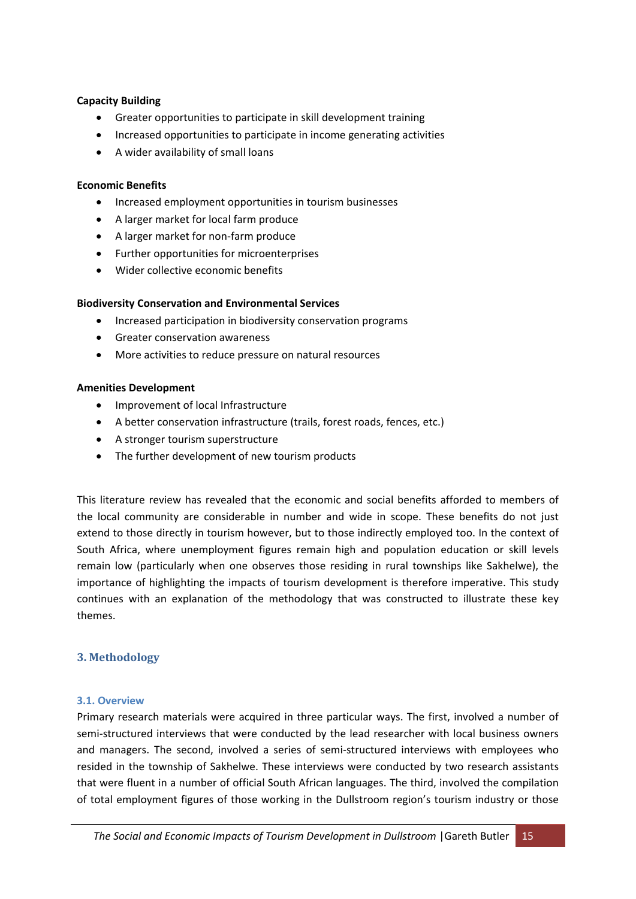**Capacity Building**

- Greater opportunities to participate in skill development training
- Increased opportunities to participate in income generating activities
- A wider availability of small loans

**Economic Benefits**

- Increased employment opportunities in tourism businesses
- A larger market for local farm produce
- A larger market for non-farm produce
- Further opportunities for microenterprises
- Wider collective economic benefits

**Biodiversity Conservation and Environmental Services**

- Increased participation in biodiversity conservation programs
- Greater conservation awareness
- More activities to reduce pressure on natural resources

**Amenities Development**

- Improvement of local Infrastructure
- A better conservation infrastructure (trails, forest roads, fences, etc.)
- A stronger tourism superstructure
- The further development of new tourism products

This literature review has revealed that the economic and social benefits afforded to members of the local community are considerable in number and wide in scope. These benefits do not just extend to those directly in tourism however, but to those indirectly employed too. In the context of South Africa, where unemployment figures remain high and population education or skill levels remain low (particularly when one observes those residing in rural townships like Sakhelwe), the importance of highlighting the impacts of tourism development is therefore imperative. This study continues with an explanation of the methodology that was constructed to illustrate these key themes.

## 3. Methodology

### 3.1. Overview

Primary research materials were acquired in three particular ways. The first, involved a number of semi-structured interviews that were conducted by the lead researcher with local business owners and managers. The second, involved a series of semi-structured interviews with employees who resided in the township of Sakhelwe. These interviews were conducted by two research assistants that were fluent in a number of official South African languages. The third, involved the compilation of total employment figures of those working in the Dullstroom region's tourism industry or those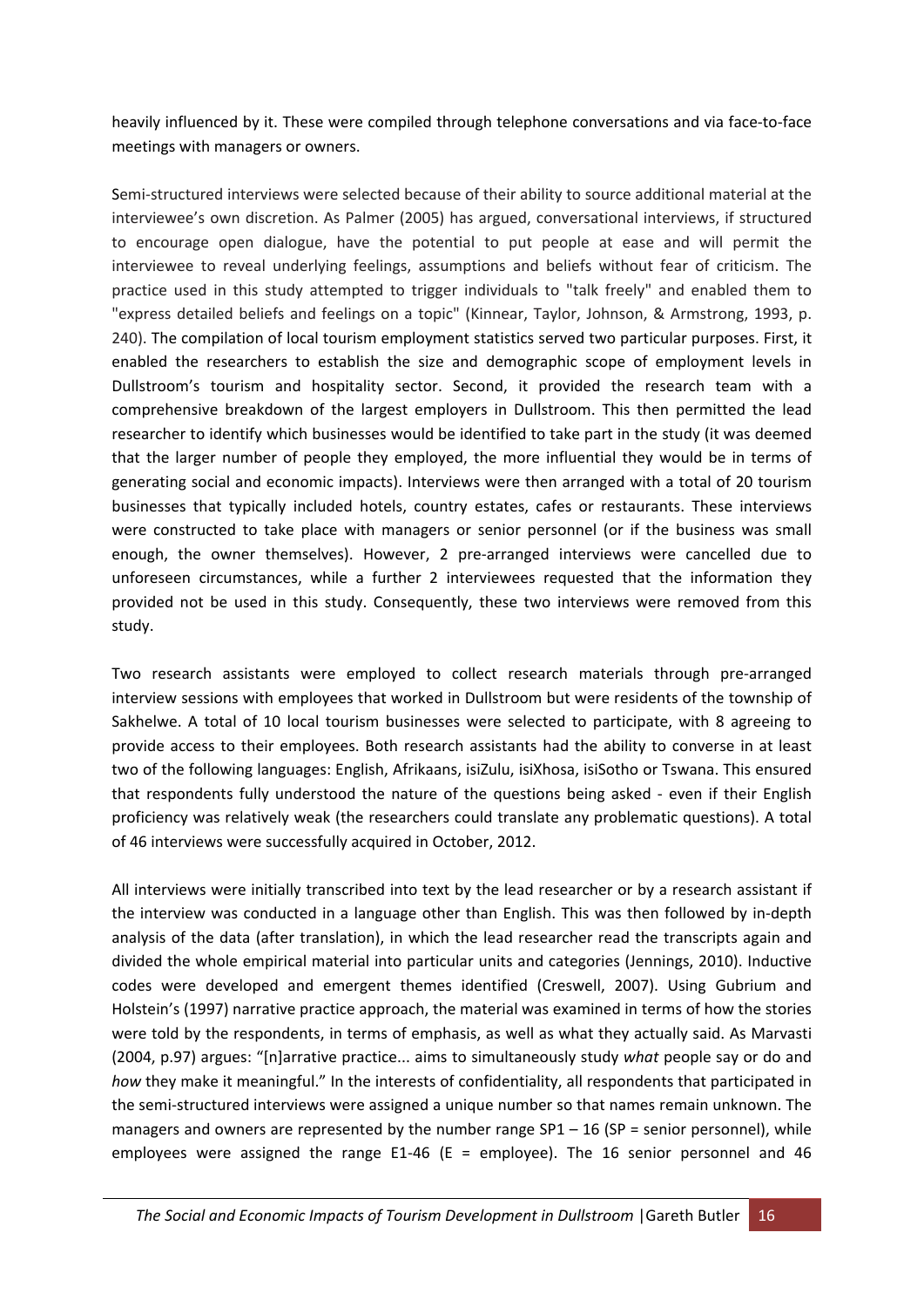heavily influenced by it. These were compiled through telephone conversations and via face-to-face meetings with managers or owners.

Semi-structured interviews were selected because of their ability to source additional material at the interviewee's own discretion. As Palmer (2005) has argued, conversational interviews, if structured to encourage open dialogue, have the potential to put people at ease and will permit the interviewee to reveal underlying feelings, assumptions and beliefs without fear of criticism. The practice used in this study attempted to trigger individuals to "talk freely" and enabled them to "express detailed beliefs and feelings on a topic" (Kinnear, Taylor, Johnson, & Armstrong, 1993, p. 240). The compilation of local tourism employment statistics served two particular purposes. First, it enabled the researchers to establish the size and demographic scope of employment levels in Dullstroom's tourism and hospitality sector. Second, it provided the research team with a comprehensive breakdown of the largest employers in Dullstroom. This then permitted the lead researcher to identify which businesses would be identified to take part in the study (it was deemed that the larger number of people they employed, the more influential they would be in terms of generating social and economic impacts). Interviews were then arranged with a total of 20 tourism businesses that typically included hotels, country estates, cafes or restaurants. These interviews were constructed to take place with managers or senior personnel (or if the business was small enough, the owner themselves). However, 2 pre-arranged interviews were cancelled due to unforeseen circumstances, while a further 2 interviewees requested that the information they provided not be used in this study. Consequently, these two interviews were removed from this study.

Two research assistants were employed to collect research materials through pre-arranged interview sessions with employees that worked in Dullstroom but were residents of the township of Sakhelwe. A total of 10 local tourism businesses were selected to participate, with 8 agreeing to provide access to their employees. Both research assistants had the ability to converse in at least two of the following languages: English, Afrikaans, isiZulu, isiXhosa, isiSotho or Tswana. This ensured that respondents fully understood the nature of the questions being asked - even if their English proficiency was relatively weak (the researchers could translate any problematic questions). A total of 46 interviews were successfully acquired in October, 2012.

All interviews were initially transcribed into text by the lead researcher or by a research assistant if the interview was conducted in a language other than English. This was then followed by in-depth analysis of the data (after translation), in which the lead researcher read the transcripts again and divided the whole empirical material into particular units and categories (Jennings, 2010). Inductive codes were developed and emergent themes identified (Creswell, 2007). Using Gubrium and Holstein's (1997) narrative practice approach, the material was examined in terms of how the stories were told by the respondents, in terms of emphasis, as well as what they actually said. As Marvasti (2004, p.97) argues: "[n]arrative practice... aims to simultaneously study *what* people say or do and *how* they make it meaningful." In the interests of confidentiality, all respondents that participated in the semi-structured interviews were assigned a unique number so that names remain unknown. The managers and owners are represented by the number range SP1 – 16 (SP = senior personnel), while employees were assigned the range E1-46 (E = employee). The 16 senior personnel and 46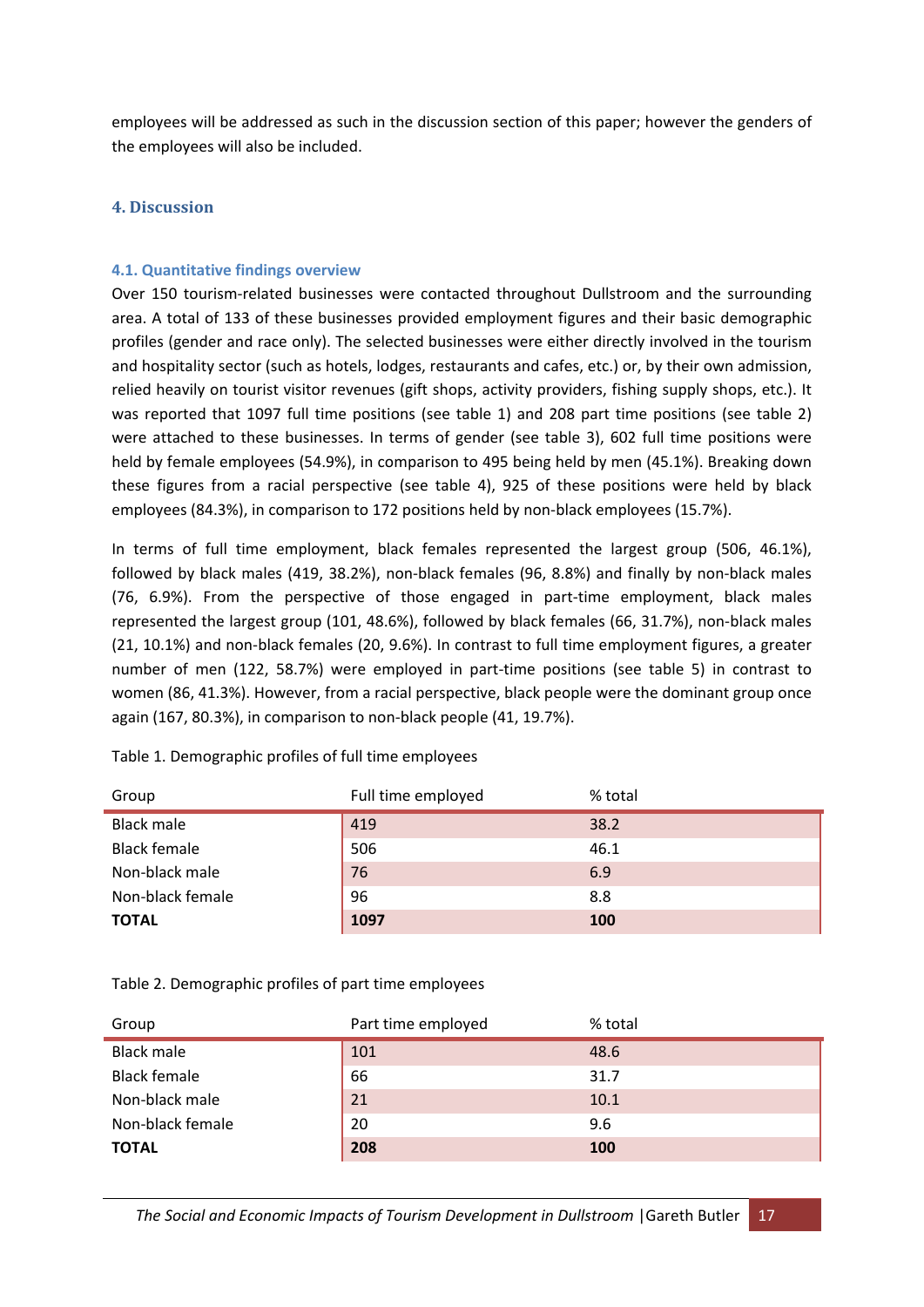employees will be addressed as such in the discussion section of this paper; however the genders of the employees will also be included.

## 4. Discussion

### 4.1. Quantitative findings overview

Over 150 tourism-related businesses were contacted throughout Dullstroom and the surrounding area. A total of 133 of these businesses provided employment figures and their basic demographic profiles (gender and race only). The selected businesses were either directly involved in the tourism and hospitality sector (such as hotels, lodges, restaurants and cafes, etc.) or, by their own admission, relied heavily on tourist visitor revenues (gift shops, activity providers, fishing supply shops, etc.). It was reported that 1097 full time positions (see table 1) and 208 part time positions (see table 2) were attached to these businesses. In terms of gender (see table 3), 602 full time positions were held by female employees (54.9%), in comparison to 495 being held by men (45.1%). Breaking down these figures from a racial perspective (see table 4), 925 of these positions were held by black employees (84.3%), in comparison to 172 positions held by non-black employees (15.7%).

In terms of full time employment, black females represented the largest group (506, 46.1%), followed by black males (419, 38.2%), non-black females (96, 8.8%) and finally by non-black males (76, 6.9%). From the perspective of those engaged in part-time employment, black males represented the largest group (101, 48.6%), followed by black females (66, 31.7%), non-black males (21, 10.1%) and non-black females (20, 9.6%). In contrast to full time employment figures, a greater number of men (122, 58.7%) were employed in part-time positions (see table 5) in contrast to women (86, 41.3%). However, from a racial perspective, black people were the dominant group once again (167, 80.3%), in comparison to non-black people (41, 19.7%).

Table 1. Demographic profiles of full time employees

| Group | Full time employed | % total |
|---|---|---|
| Black male | 419 | 38.2 |
| Black female | 506 | 46.1 |
| Non-black male | 76 | 6.9 |
| Non-black female | 96 | 8.8 |
| **TOTAL** | **1097** | **100** |

Table 2. Demographic profiles of part time employees

| Group | Part time employed | % total |
|---|---|---|
| Black male | 101 | 48.6 |
| Black female | 66 | 31.7 |
| Non-black male | 21 | 10.1 |
| Non-black female | 20 | 9.6 |
| **TOTAL** | **208** | **100** |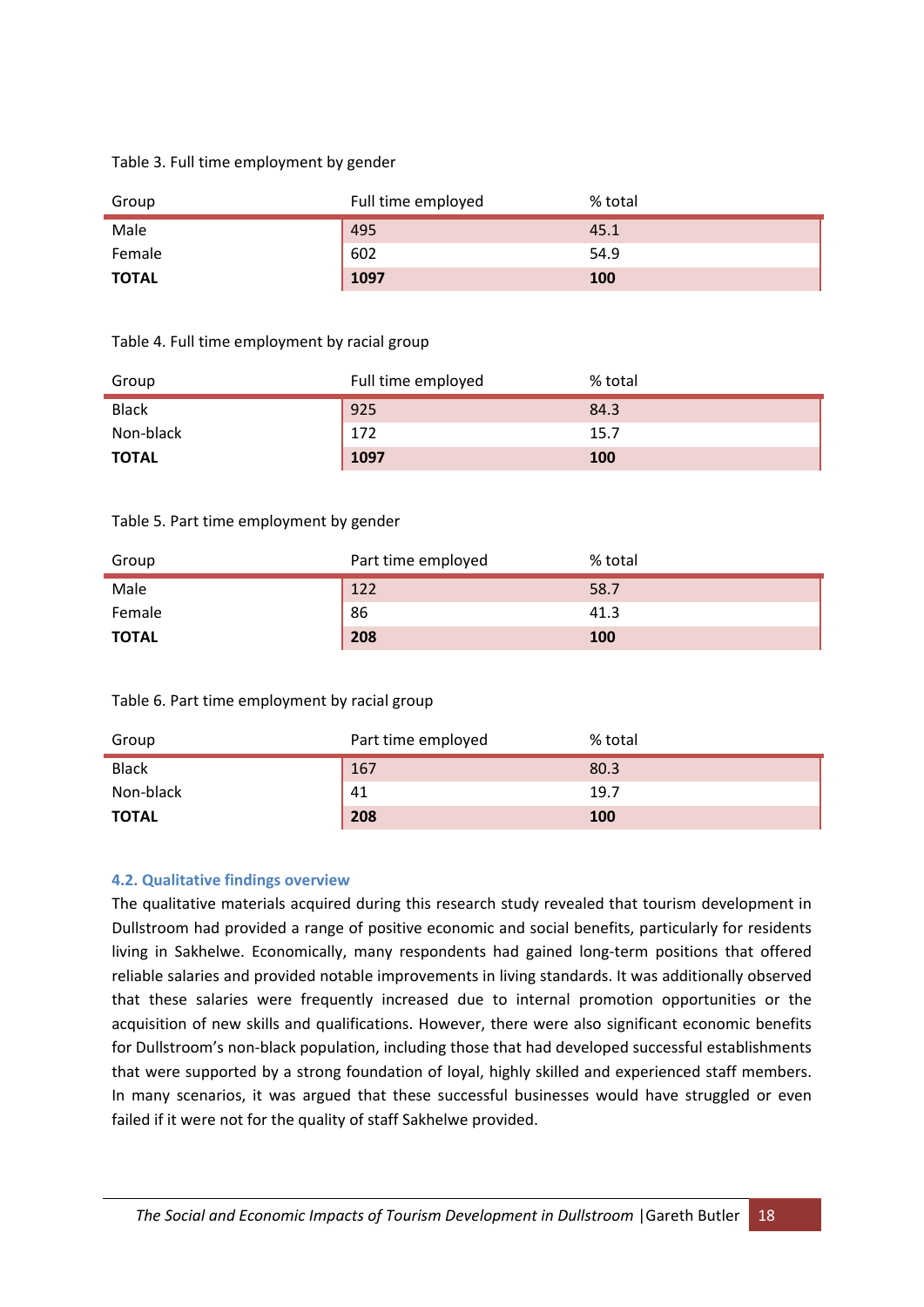Table 3. Full time employment by gender

| Group | Full time employed | % total |
|---|---|---|
| Male | 495 | 45.1 |
| Female | 602 | 54.9 |
| **TOTAL** | **1097** | **100** |

Table 4. Full time employment by racial group

| Group | Full time employed | % total |
|---|---|---|
| Black | 925 | 84.3 |
| Non-black | 172 | 15.7 |
| **TOTAL** | **1097** | **100** |

Table 5. Part time employment by gender

| Group | Part time employed | % total |
|---|---|---|
| Male | 122 | 58.7 |
| Female | 86 | 41.3 |
| **TOTAL** | **208** | **100** |

Table 6. Part time employment by racial group

| Group | Part time employed | % total |
|---|---|---|
| Black | 167 | 80.3 |
| Non-black | 41 | 19.7 |
| **TOTAL** | **208** | **100** |

### 4.2. Qualitative findings overview

The qualitative materials acquired during this research study revealed that tourism development in Dullstroom had provided a range of positive economic and social benefits, particularly for residents living in Sakhelwe. Economically, many respondents had gained long-term positions that offered reliable salaries and provided notable improvements in living standards. It was additionally observed that these salaries were frequently increased due to internal promotion opportunities or the acquisition of new skills and qualifications. However, there were also significant economic benefits for Dullstroom's non-black population, including those that had developed successful establishments that were supported by a strong foundation of loyal, highly skilled and experienced staff members. In many scenarios, it was argued that these successful businesses would have struggled or even failed if it were not for the quality of staff Sakhelwe provided.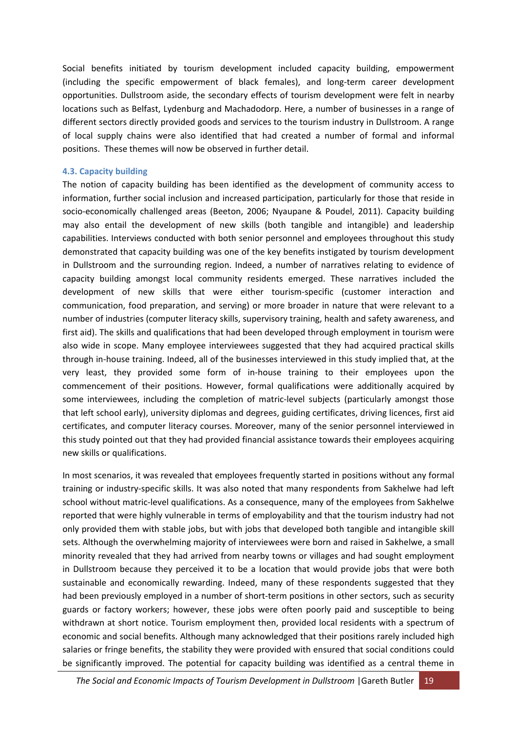Social benefits initiated by tourism development included capacity building, empowerment (including the specific empowerment of black females), and long-term career development opportunities. Dullstroom aside, the secondary effects of tourism development were felt in nearby locations such as Belfast, Lydenburg and Machadodorp. Here, a number of businesses in a range of different sectors directly provided goods and services to the tourism industry in Dullstroom. A range of local supply chains were also identified that had created a number of formal and informal positions. These themes will now be observed in further detail.

### 4.3. Capacity building

The notion of capacity building has been identified as the development of community access to information, further social inclusion and increased participation, particularly for those that reside in socio-economically challenged areas (Beeton, 2006; Nyaupane & Poudel, 2011). Capacity building may also entail the development of new skills (both tangible and intangible) and leadership capabilities. Interviews conducted with both senior personnel and employees throughout this study demonstrated that capacity building was one of the key benefits instigated by tourism development in Dullstroom and the surrounding region. Indeed, a number of narratives relating to evidence of capacity building amongst local community residents emerged. These narratives included the development of new skills that were either tourism-specific (customer interaction and communication, food preparation, and serving) or more broader in nature that were relevant to a number of industries (computer literacy skills, supervisory training, health and safety awareness, and first aid). The skills and qualifications that had been developed through employment in tourism were also wide in scope. Many employee interviewees suggested that they had acquired practical skills through in-house training. Indeed, all of the businesses interviewed in this study implied that, at the very least, they provided some form of in-house training to their employees upon the commencement of their positions. However, formal qualifications were additionally acquired by some interviewees, including the completion of matric-level subjects (particularly amongst those that left school early), university diplomas and degrees, guiding certificates, driving licences, first aid certificates, and computer literacy courses. Moreover, many of the senior personnel interviewed in this study pointed out that they had provided financial assistance towards their employees acquiring new skills or qualifications.

In most scenarios, it was revealed that employees frequently started in positions without any formal training or industry-specific skills. It was also noted that many respondents from Sakhelwe had left school without matric-level qualifications. As a consequence, many of the employees from Sakhelwe reported that were highly vulnerable in terms of employability and that the tourism industry had not only provided them with stable jobs, but with jobs that developed both tangible and intangible skill sets. Although the overwhelming majority of interviewees were born and raised in Sakhelwe, a small minority revealed that they had arrived from nearby towns or villages and had sought employment in Dullstroom because they perceived it to be a location that would provide jobs that were both sustainable and economically rewarding. Indeed, many of these respondents suggested that they had been previously employed in a number of short-term positions in other sectors, such as security guards or factory workers; however, these jobs were often poorly paid and susceptible to being withdrawn at short notice. Tourism employment then, provided local residents with a spectrum of economic and social benefits. Although many acknowledged that their positions rarely included high salaries or fringe benefits, the stability they were provided with ensured that social conditions could be significantly improved. The potential for capacity building was identified as a central theme in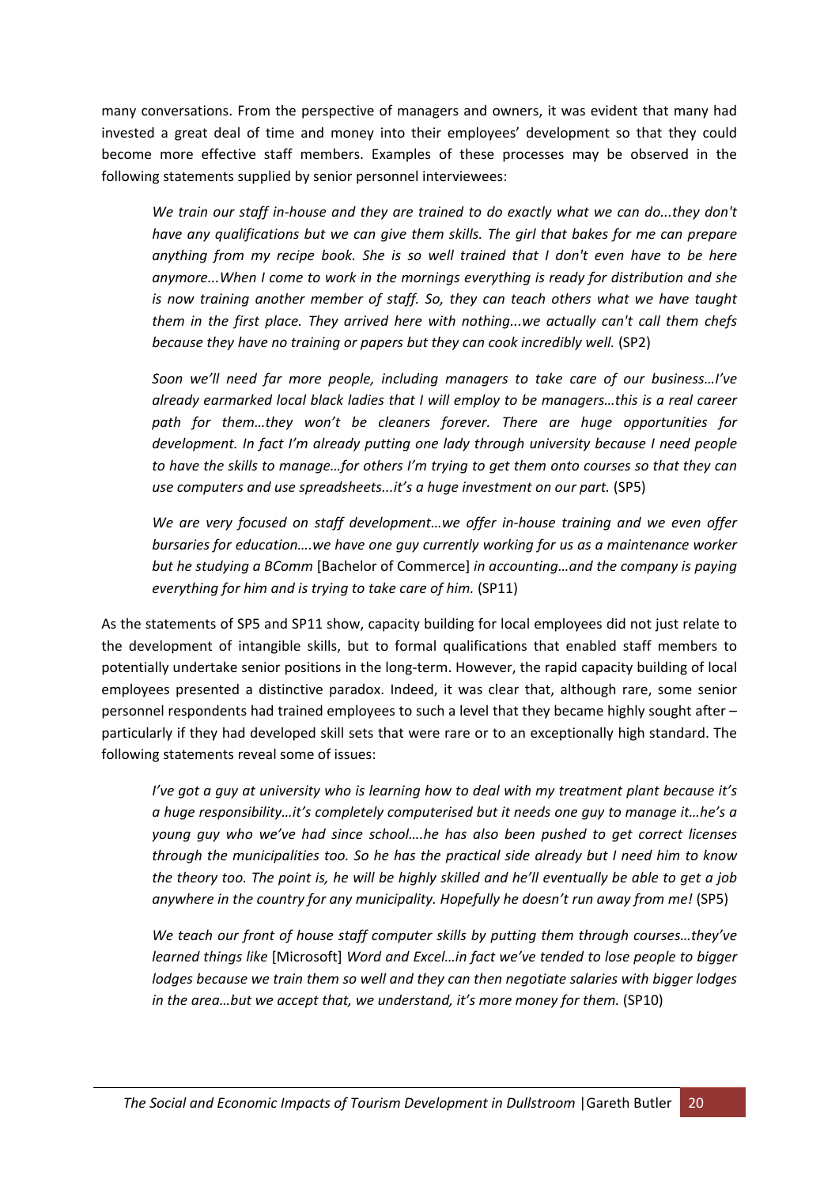many conversations. From the perspective of managers and owners, it was evident that many had invested a great deal of time and money into their employees' development so that they could become more effective staff members. Examples of these processes may be observed in the following statements supplied by senior personnel interviewees:

> *We train our staff in-house and they are trained to do exactly what we can do...they don't have any qualifications but we can give them skills. The girl that bakes for me can prepare anything from my recipe book. She is so well trained that I don't even have to be here anymore...When I come to work in the mornings everything is ready for distribution and she is now training another member of staff. So, they can teach others what we have taught them in the first place. They arrived here with nothing...we actually can't call them chefs because they have no training or papers but they can cook incredibly well.* (SP2)

> *Soon we'll need far more people, including managers to take care of our business…I've already earmarked local black ladies that I will employ to be managers…this is a real career path for them…they won't be cleaners forever. There are huge opportunities for development. In fact I'm already putting one lady through university because I need people to have the skills to manage…for others I'm trying to get them onto courses so that they can use computers and use spreadsheets...it's a huge investment on our part.* (SP5)

> *We are very focused on staff development…we offer in-house training and we even offer bursaries for education….we have one guy currently working for us as a maintenance worker but he studying a BComm* [Bachelor of Commerce] *in accounting…and the company is paying everything for him and is trying to take care of him.* (SP11)

As the statements of SP5 and SP11 show, capacity building for local employees did not just relate to the development of intangible skills, but to formal qualifications that enabled staff members to potentially undertake senior positions in the long-term. However, the rapid capacity building of local employees presented a distinctive paradox. Indeed, it was clear that, although rare, some senior personnel respondents had trained employees to such a level that they became highly sought after – particularly if they had developed skill sets that were rare or to an exceptionally high standard. The following statements reveal some of issues:

> *I've got a guy at university who is learning how to deal with my treatment plant because it's a huge responsibility…it's completely computerised but it needs one guy to manage it…he's a young guy who we've had since school….he has also been pushed to get correct licenses through the municipalities too. So he has the practical side already but I need him to know the theory too. The point is, he will be highly skilled and he'll eventually be able to get a job anywhere in the country for any municipality. Hopefully he doesn't run away from me!* (SP5)

> *We teach our front of house staff computer skills by putting them through courses…they've learned things like* [Microsoft] *Word and Excel…in fact we've tended to lose people to bigger lodges because we train them so well and they can then negotiate salaries with bigger lodges in the area…but we accept that, we understand, it's more money for them.* (SP10)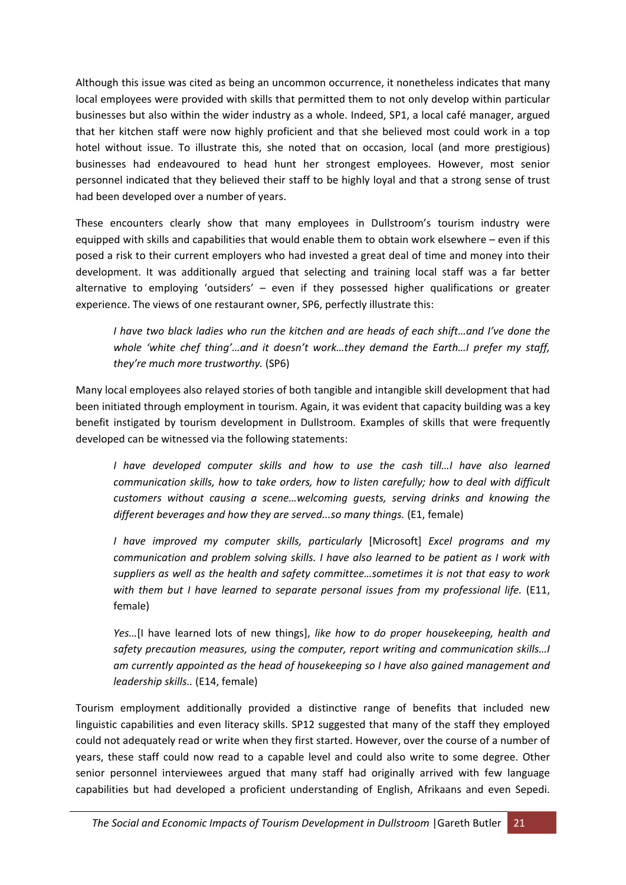Although this issue was cited as being an uncommon occurrence, it nonetheless indicates that many local employees were provided with skills that permitted them to not only develop within particular businesses but also within the wider industry as a whole. Indeed, SP1, a local café manager, argued that her kitchen staff were now highly proficient and that she believed most could work in a top hotel without issue. To illustrate this, she noted that on occasion, local (and more prestigious) businesses had endeavoured to head hunt her strongest employees. However, most senior personnel indicated that they believed their staff to be highly loyal and that a strong sense of trust had been developed over a number of years.

These encounters clearly show that many employees in Dullstroom's tourism industry were equipped with skills and capabilities that would enable them to obtain work elsewhere – even if this posed a risk to their current employers who had invested a great deal of time and money into their development. It was additionally argued that selecting and training local staff was a far better alternative to employing 'outsiders' – even if they possessed higher qualifications or greater experience. The views of one restaurant owner, SP6, perfectly illustrate this:

> *I have two black ladies who run the kitchen and are heads of each shift…and I've done the whole 'white chef thing'…and it doesn't work…they demand the Earth…I prefer my staff, they're much more trustworthy.* (SP6)

Many local employees also relayed stories of both tangible and intangible skill development that had been initiated through employment in tourism. Again, it was evident that capacity building was a key benefit instigated by tourism development in Dullstroom. Examples of skills that were frequently developed can be witnessed via the following statements:

> *I have developed computer skills and how to use the cash till…I have also learned communication skills, how to take orders, how to listen carefully; how to deal with difficult customers without causing a scene…welcoming guests, serving drinks and knowing the different beverages and how they are served...so many things.* (E1, female)

> *I have improved my computer skills, particularly* [Microsoft] *Excel programs and my communication and problem solving skills. I have also learned to be patient as I work with suppliers as well as the health and safety committee…sometimes it is not that easy to work with them but I have learned to separate personal issues from my professional life.* (E11, female)

> *Yes…*[I have learned lots of new things], *like how to do proper housekeeping, health and safety precaution measures, using the computer, report writing and communication skills…I am currently appointed as the head of housekeeping so I have also gained management and leadership skills..* (E14, female)

Tourism employment additionally provided a distinctive range of benefits that included new linguistic capabilities and even literacy skills. SP12 suggested that many of the staff they employed could not adequately read or write when they first started. However, over the course of a number of years, these staff could now read to a capable level and could also write to some degree. Other senior personnel interviewees argued that many staff had originally arrived with few language capabilities but had developed a proficient understanding of English, Afrikaans and even Sepedi.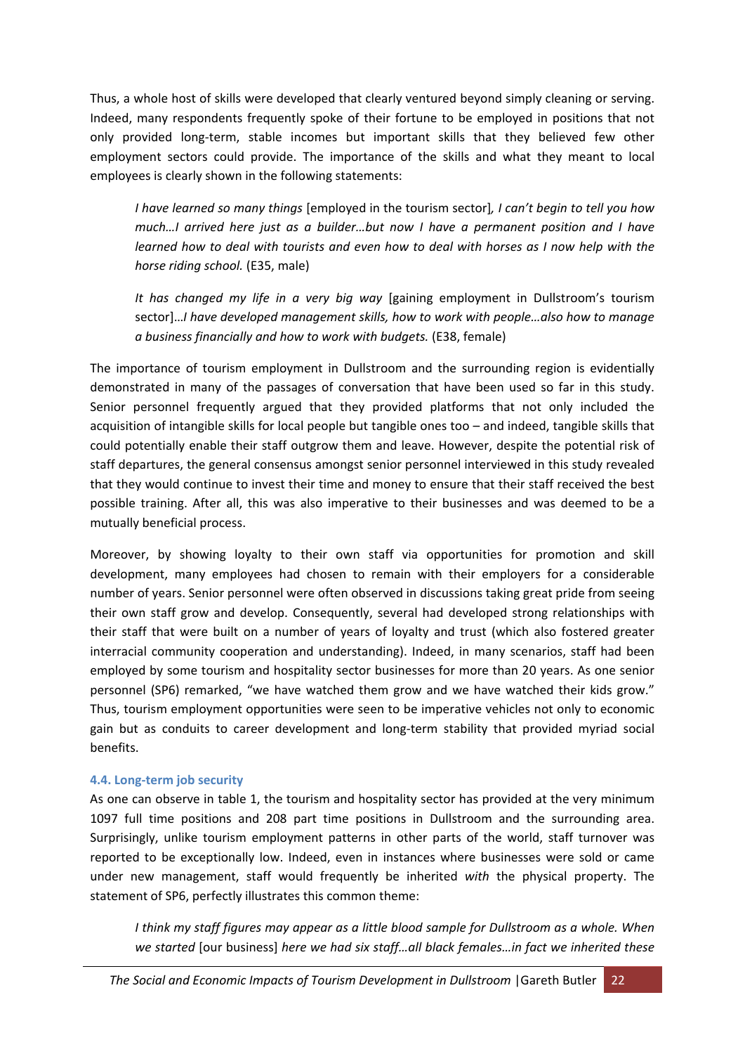Thus, a whole host of skills were developed that clearly ventured beyond simply cleaning or serving. Indeed, many respondents frequently spoke of their fortune to be employed in positions that not only provided long-term, stable incomes but important skills that they believed few other employment sectors could provide. The importance of the skills and what they meant to local employees is clearly shown in the following statements:

> *I have learned so many things* [employed in the tourism sector]*, I can't begin to tell you how much…I arrived here just as a builder…but now I have a permanent position and I have learned how to deal with tourists and even how to deal with horses as I now help with the horse riding school.* (E35, male)

> *It has changed my life in a very big way* [gaining employment in Dullstroom's tourism sector]*…I have developed management skills, how to work with people…also how to manage a business financially and how to work with budgets.* (E38, female)

The importance of tourism employment in Dullstroom and the surrounding region is evidentially demonstrated in many of the passages of conversation that have been used so far in this study. Senior personnel frequently argued that they provided platforms that not only included the acquisition of intangible skills for local people but tangible ones too – and indeed, tangible skills that could potentially enable their staff outgrow them and leave. However, despite the potential risk of staff departures, the general consensus amongst senior personnel interviewed in this study revealed that they would continue to invest their time and money to ensure that their staff received the best possible training. After all, this was also imperative to their businesses and was deemed to be a mutually beneficial process.

Moreover, by showing loyalty to their own staff via opportunities for promotion and skill development, many employees had chosen to remain with their employers for a considerable number of years. Senior personnel were often observed in discussions taking great pride from seeing their own staff grow and develop. Consequently, several had developed strong relationships with their staff that were built on a number of years of loyalty and trust (which also fostered greater interracial community cooperation and understanding). Indeed, in many scenarios, staff had been employed by some tourism and hospitality sector businesses for more than 20 years. As one senior personnel (SP6) remarked, "we have watched them grow and we have watched their kids grow." Thus, tourism employment opportunities were seen to be imperative vehicles not only to economic gain but as conduits to career development and long-term stability that provided myriad social benefits.

### 4.4. Long-term job security

As one can observe in table 1, the tourism and hospitality sector has provided at the very minimum 1097 full time positions and 208 part time positions in Dullstroom and the surrounding area. Surprisingly, unlike tourism employment patterns in other parts of the world, staff turnover was reported to be exceptionally low. Indeed, even in instances where businesses were sold or came under new management, staff would frequently be inherited *with* the physical property. The statement of SP6, perfectly illustrates this common theme:

> *I think my staff figures may appear as a little blood sample for Dullstroom as a whole. When we started* [our business] *here we had six staff…all black females…in fact we inherited these*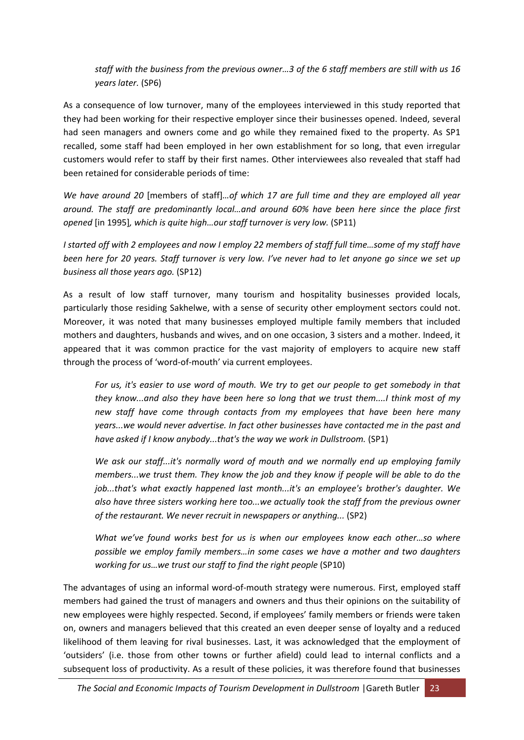*staff with the business from the previous owner…3 of the 6 staff members are still with us 16 years later.* (SP6)

As a consequence of low turnover, many of the employees interviewed in this study reported that they had been working for their respective employer since their businesses opened. Indeed, several had seen managers and owners come and go while they remained fixed to the property. As SP1 recalled, some staff had been employed in her own establishment for so long, that even irregular customers would refer to staff by their first names. Other interviewees also revealed that staff had been retained for considerable periods of time:

*We have around 20* [members of staff]*…of which 17 are full time and they are employed all year around. The staff are predominantly local…and around 60% have been here since the place first opened* [in 1995]*, which is quite high…our staff turnover is very low.* (SP11)

*I started off with 2 employees and now I employ 22 members of staff full time…some of my staff have been here for 20 years. Staff turnover is very low. I've never had to let anyone go since we set up business all those years ago.* (SP12)

As a result of low staff turnover, many tourism and hospitality businesses provided locals, particularly those residing Sakhelwe, with a sense of security other employment sectors could not. Moreover, it was noted that many businesses employed multiple family members that included mothers and daughters, husbands and wives, and on one occasion, 3 sisters and a mother. Indeed, it appeared that it was common practice for the vast majority of employers to acquire new staff through the process of 'word-of-mouth' via current employees.

> *For us, it's easier to use word of mouth. We try to get our people to get somebody in that they know...and also they have been here so long that we trust them....I think most of my new staff have come through contacts from my employees that have been here many years...we would never advertise. In fact other businesses have contacted me in the past and have asked if I know anybody...that's the way we work in Dullstroom.* (SP1)

> *We ask our staff...it's normally word of mouth and we normally end up employing family members...we trust them. They know the job and they know if people will be able to do the job...that's what exactly happened last month...it's an employee's brother's daughter. We also have three sisters working here too...we actually took the staff from the previous owner of the restaurant. We never recruit in newspapers or anything...* (SP2)

> *What we've found works best for us is when our employees know each other…so where possible we employ family members…in some cases we have a mother and two daughters working for us…we trust our staff to find the right people* (SP10)

The advantages of using an informal word-of-mouth strategy were numerous. First, employed staff members had gained the trust of managers and owners and thus their opinions on the suitability of new employees were highly respected. Second, if employees' family members or friends were taken on, owners and managers believed that this created an even deeper sense of loyalty and a reduced likelihood of them leaving for rival businesses. Last, it was acknowledged that the employment of 'outsiders' (i.e. those from other towns or further afield) could lead to internal conflicts and a subsequent loss of productivity. As a result of these policies, it was therefore found that businesses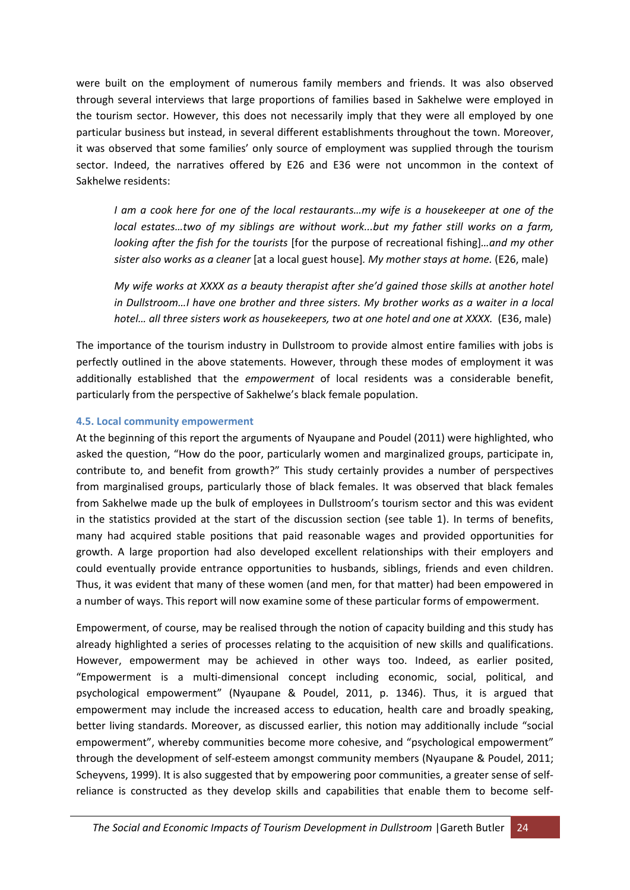were built on the employment of numerous family members and friends. It was also observed through several interviews that large proportions of families based in Sakhelwe were employed in the tourism sector. However, this does not necessarily imply that they were all employed by one particular business but instead, in several different establishments throughout the town. Moreover, it was observed that some families' only source of employment was supplied through the tourism sector. Indeed, the narratives offered by E26 and E36 were not uncommon in the context of Sakhelwe residents:

> *I am a cook here for one of the local restaurants…my wife is a housekeeper at one of the local estates…two of my siblings are without work...but my father still works on a farm, looking after the fish for the tourists* [for the purpose of recreational fishing]*…and my other sister also works as a cleaner* [at a local guest house]*. My mother stays at home.* (E26, male)

> *My wife works at XXXX as a beauty therapist after she'd gained those skills at another hotel in Dullstroom…I have one brother and three sisters. My brother works as a waiter in a local hotel… all three sisters work as housekeepers, two at one hotel and one at XXXX.* (E36, male)

The importance of the tourism industry in Dullstroom to provide almost entire families with jobs is perfectly outlined in the above statements. However, through these modes of employment it was additionally established that the *empowerment* of local residents was a considerable benefit, particularly from the perspective of Sakhelwe's black female population.

### 4.5. Local community empowerment

At the beginning of this report the arguments of Nyaupane and Poudel (2011) were highlighted, who asked the question, "How do the poor, particularly women and marginalized groups, participate in, contribute to, and benefit from growth?" This study certainly provides a number of perspectives from marginalised groups, particularly those of black females. It was observed that black females from Sakhelwe made up the bulk of employees in Dullstroom's tourism sector and this was evident in the statistics provided at the start of the discussion section (see table 1). In terms of benefits, many had acquired stable positions that paid reasonable wages and provided opportunities for growth. A large proportion had also developed excellent relationships with their employers and could eventually provide entrance opportunities to husbands, siblings, friends and even children. Thus, it was evident that many of these women (and men, for that matter) had been empowered in a number of ways. This report will now examine some of these particular forms of empowerment.

Empowerment, of course, may be realised through the notion of capacity building and this study has already highlighted a series of processes relating to the acquisition of new skills and qualifications. However, empowerment may be achieved in other ways too. Indeed, as earlier posited, "Empowerment is a multi-dimensional concept including economic, social, political, and psychological empowerment" (Nyaupane & Poudel, 2011, p. 1346). Thus, it is argued that empowerment may include the increased access to education, health care and broadly speaking, better living standards. Moreover, as discussed earlier, this notion may additionally include "social empowerment", whereby communities become more cohesive, and "psychological empowerment" through the development of self-esteem amongst community members (Nyaupane & Poudel, 2011; Scheyvens, 1999). It is also suggested that by empowering poor communities, a greater sense of self-reliance is constructed as they develop skills and capabilities that enable them to become self-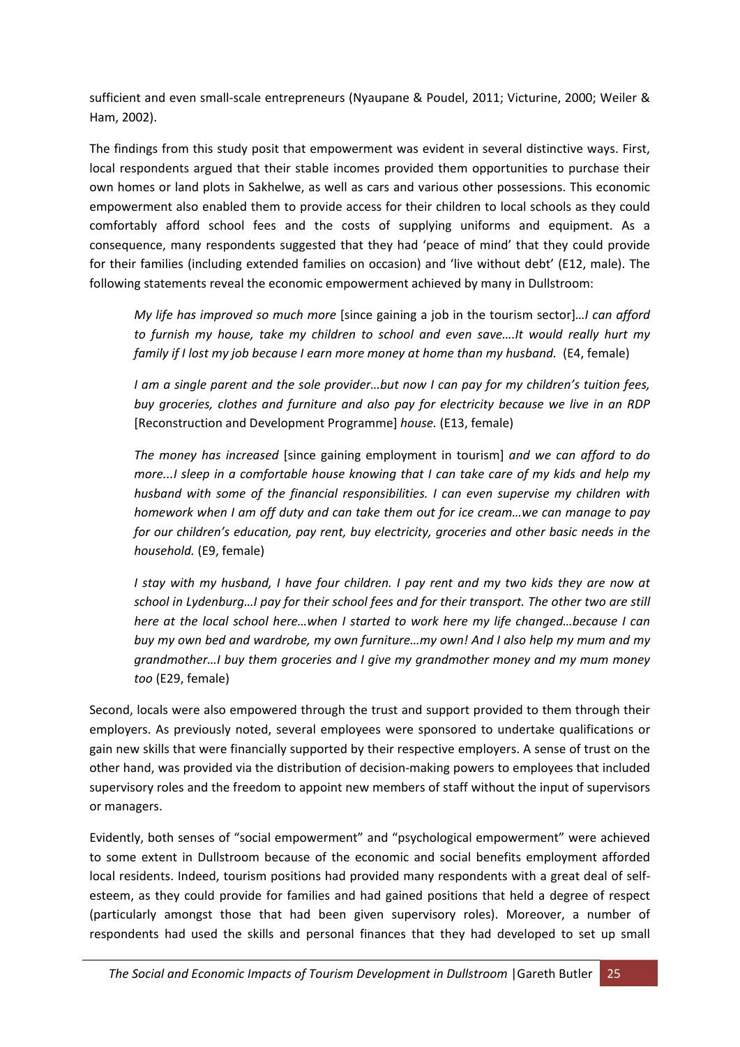sufficient and even small-scale entrepreneurs (Nyaupane & Poudel, 2011; Victurine, 2000; Weiler & Ham, 2002).

The findings from this study posit that empowerment was evident in several distinctive ways. First, local respondents argued that their stable incomes provided them opportunities to purchase their own homes or land plots in Sakhelwe, as well as cars and various other possessions. This economic empowerment also enabled them to provide access for their children to local schools as they could comfortably afford school fees and the costs of supplying uniforms and equipment. As a consequence, many respondents suggested that they had 'peace of mind' that they could provide for their families (including extended families on occasion) and 'live without debt' (E12, male). The following statements reveal the economic empowerment achieved by many in Dullstroom:

> *My life has improved so much more* [since gaining a job in the tourism sector]*…I can afford to furnish my house, take my children to school and even save….It would really hurt my family if I lost my job because I earn more money at home than my husband.* (E4, female)

> *I am a single parent and the sole provider…but now I can pay for my children's tuition fees, buy groceries, clothes and furniture and also pay for electricity because we live in an RDP* [Reconstruction and Development Programme] *house.* (E13, female)

> *The money has increased* [since gaining employment in tourism] *and we can afford to do more...I sleep in a comfortable house knowing that I can take care of my kids and help my husband with some of the financial responsibilities. I can even supervise my children with homework when I am off duty and can take them out for ice cream…we can manage to pay for our children's education, pay rent, buy electricity, groceries and other basic needs in the household.* (E9, female)

> *I stay with my husband, I have four children. I pay rent and my two kids they are now at school in Lydenburg…I pay for their school fees and for their transport. The other two are still here at the local school here…when I started to work here my life changed…because I can buy my own bed and wardrobe, my own furniture…my own! And I also help my mum and my grandmother…I buy them groceries and I give my grandmother money and my mum money too* (E29, female)

Second, locals were also empowered through the trust and support provided to them through their employers. As previously noted, several employees were sponsored to undertake qualifications or gain new skills that were financially supported by their respective employers. A sense of trust on the other hand, was provided via the distribution of decision-making powers to employees that included supervisory roles and the freedom to appoint new members of staff without the input of supervisors or managers.

Evidently, both senses of "social empowerment" and "psychological empowerment" were achieved to some extent in Dullstroom because of the economic and social benefits employment afforded local residents. Indeed, tourism positions had provided many respondents with a great deal of self-esteem, as they could provide for families and had gained positions that held a degree of respect (particularly amongst those that had been given supervisory roles). Moreover, a number of respondents had used the skills and personal finances that they had developed to set up small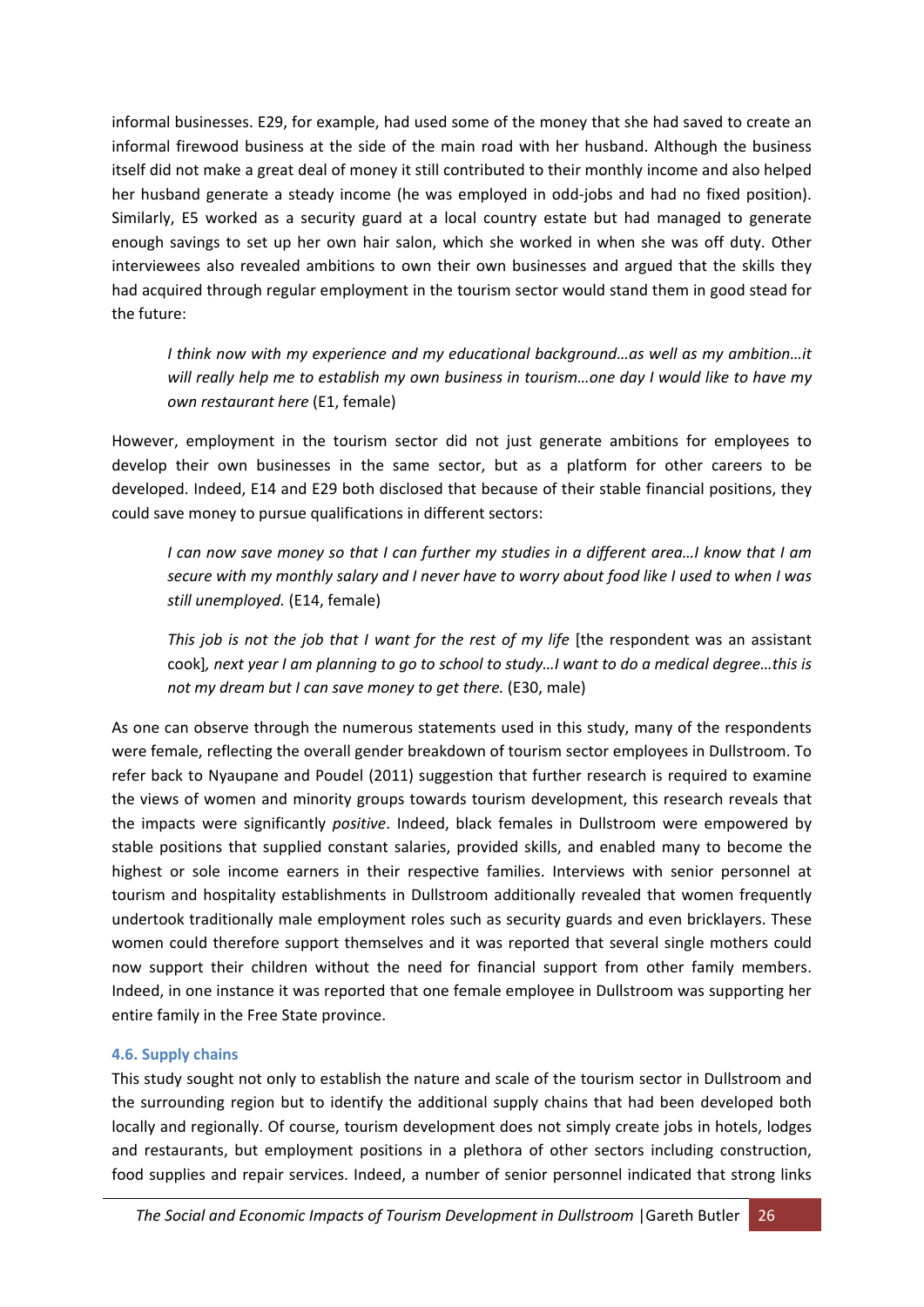informal businesses. E29, for example, had used some of the money that she had saved to create an informal firewood business at the side of the main road with her husband. Although the business itself did not make a great deal of money it still contributed to their monthly income and also helped her husband generate a steady income (he was employed in odd-jobs and had no fixed position). Similarly, E5 worked as a security guard at a local country estate but had managed to generate enough savings to set up her own hair salon, which she worked in when she was off duty. Other interviewees also revealed ambitions to own their own businesses and argued that the skills they had acquired through regular employment in the tourism sector would stand them in good stead for the future:

> *I think now with my experience and my educational background…as well as my ambition…it will really help me to establish my own business in tourism…one day I would like to have my own restaurant here* (E1, female)

However, employment in the tourism sector did not just generate ambitions for employees to develop their own businesses in the same sector, but as a platform for other careers to be developed. Indeed, E14 and E29 both disclosed that because of their stable financial positions, they could save money to pursue qualifications in different sectors:

> *I can now save money so that I can further my studies in a different area…I know that I am secure with my monthly salary and I never have to worry about food like I used to when I was still unemployed.* (E14, female)

> *This job is not the job that I want for the rest of my life* [the respondent was an assistant cook]*, next year I am planning to go to school to study…I want to do a medical degree…this is not my dream but I can save money to get there.* (E30, male)

As one can observe through the numerous statements used in this study, many of the respondents were female, reflecting the overall gender breakdown of tourism sector employees in Dullstroom. To refer back to Nyaupane and Poudel (2011) suggestion that further research is required to examine the views of women and minority groups towards tourism development, this research reveals that the impacts were significantly *positive*. Indeed, black females in Dullstroom were empowered by stable positions that supplied constant salaries, provided skills, and enabled many to become the highest or sole income earners in their respective families. Interviews with senior personnel at tourism and hospitality establishments in Dullstroom additionally revealed that women frequently undertook traditionally male employment roles such as security guards and even bricklayers. These women could therefore support themselves and it was reported that several single mothers could now support their children without the need for financial support from other family members. Indeed, in one instance it was reported that one female employee in Dullstroom was supporting her entire family in the Free State province.

### 4.6. Supply chains

This study sought not only to establish the nature and scale of the tourism sector in Dullstroom and the surrounding region but to identify the additional supply chains that had been developed both locally and regionally. Of course, tourism development does not simply create jobs in hotels, lodges and restaurants, but employment positions in a plethora of other sectors including construction, food supplies and repair services. Indeed, a number of senior personnel indicated that strong links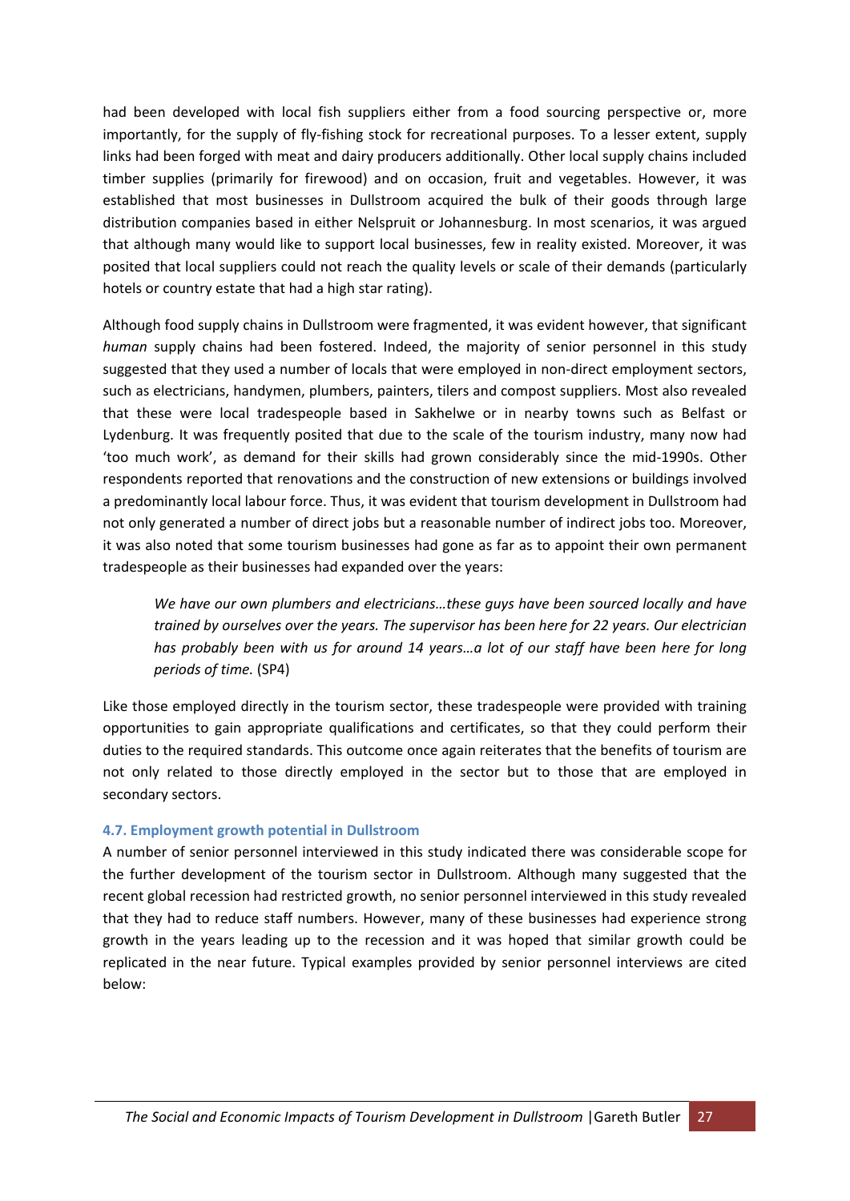had been developed with local fish suppliers either from a food sourcing perspective or, more importantly, for the supply of fly-fishing stock for recreational purposes. To a lesser extent, supply links had been forged with meat and dairy producers additionally. Other local supply chains included timber supplies (primarily for firewood) and on occasion, fruit and vegetables. However, it was established that most businesses in Dullstroom acquired the bulk of their goods through large distribution companies based in either Nelspruit or Johannesburg. In most scenarios, it was argued that although many would like to support local businesses, few in reality existed. Moreover, it was posited that local suppliers could not reach the quality levels or scale of their demands (particularly hotels or country estate that had a high star rating).

Although food supply chains in Dullstroom were fragmented, it was evident however, that significant *human* supply chains had been fostered. Indeed, the majority of senior personnel in this study suggested that they used a number of locals that were employed in non-direct employment sectors, such as electricians, handymen, plumbers, painters, tilers and compost suppliers. Most also revealed that these were local tradespeople based in Sakhelwe or in nearby towns such as Belfast or Lydenburg. It was frequently posited that due to the scale of the tourism industry, many now had 'too much work', as demand for their skills had grown considerably since the mid-1990s. Other respondents reported that renovations and the construction of new extensions or buildings involved a predominantly local labour force. Thus, it was evident that tourism development in Dullstroom had not only generated a number of direct jobs but a reasonable number of indirect jobs too. Moreover, it was also noted that some tourism businesses had gone as far as to appoint their own permanent tradespeople as their businesses had expanded over the years:

> *We have our own plumbers and electricians…these guys have been sourced locally and have trained by ourselves over the years. The supervisor has been here for 22 years. Our electrician has probably been with us for around 14 years…a lot of our staff have been here for long periods of time.* (SP4)

Like those employed directly in the tourism sector, these tradespeople were provided with training opportunities to gain appropriate qualifications and certificates, so that they could perform their duties to the required standards. This outcome once again reiterates that the benefits of tourism are not only related to those directly employed in the sector but to those that are employed in secondary sectors.

### 4.7. Employment growth potential in Dullstroom

A number of senior personnel interviewed in this study indicated there was considerable scope for the further development of the tourism sector in Dullstroom. Although many suggested that the recent global recession had restricted growth, no senior personnel interviewed in this study revealed that they had to reduce staff numbers. However, many of these businesses had experience strong growth in the years leading up to the recession and it was hoped that similar growth could be replicated in the near future. Typical examples provided by senior personnel interviews are cited below: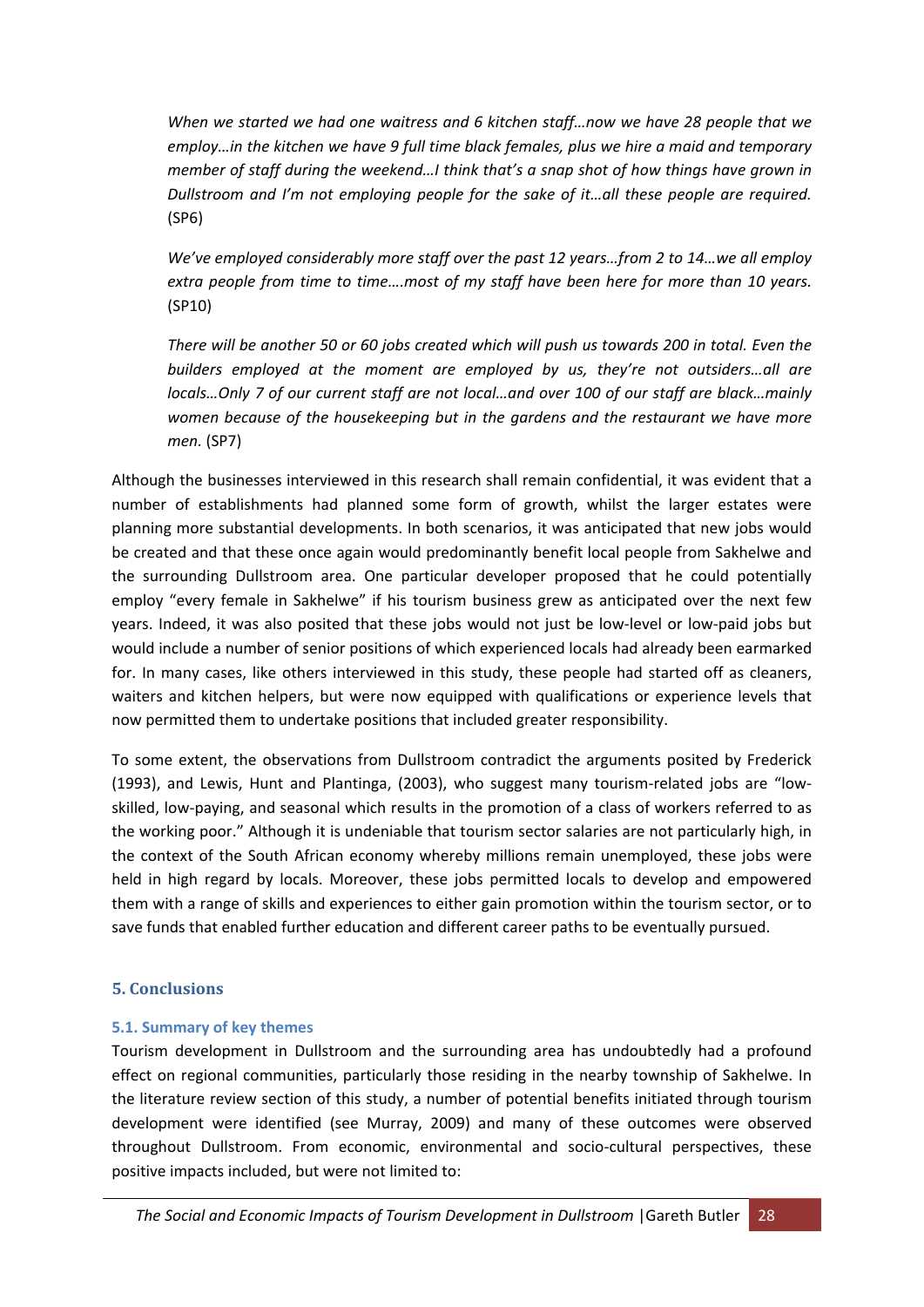*When we started we had one waitress and 6 kitchen staff…now we have 28 people that we employ…in the kitchen we have 9 full time black females, plus we hire a maid and temporary member of staff during the weekend…I think that's a snap shot of how things have grown in Dullstroom and I'm not employing people for the sake of it…all these people are required.* (SP6)

*We've employed considerably more staff over the past 12 years…from 2 to 14…we all employ extra people from time to time….most of my staff have been here for more than 10 years.* (SP10)

*There will be another 50 or 60 jobs created which will push us towards 200 in total. Even the builders employed at the moment are employed by us, they're not outsiders…all are locals…Only 7 of our current staff are not local…and over 100 of our staff are black…mainly women because of the housekeeping but in the gardens and the restaurant we have more men.* (SP7)

Although the businesses interviewed in this research shall remain confidential, it was evident that a number of establishments had planned some form of growth, whilst the larger estates were planning more substantial developments. In both scenarios, it was anticipated that new jobs would be created and that these once again would predominantly benefit local people from Sakhelwe and the surrounding Dullstroom area. One particular developer proposed that he could potentially employ "every female in Sakhelwe" if his tourism business grew as anticipated over the next few years. Indeed, it was also posited that these jobs would not just be low-level or low-paid jobs but would include a number of senior positions of which experienced locals had already been earmarked for. In many cases, like others interviewed in this study, these people had started off as cleaners, waiters and kitchen helpers, but were now equipped with qualifications or experience levels that now permitted them to undertake positions that included greater responsibility.

To some extent, the observations from Dullstroom contradict the arguments posited by Frederick (1993), and Lewis, Hunt and Plantinga, (2003), who suggest many tourism-related jobs are "low-skilled, low-paying, and seasonal which results in the promotion of a class of workers referred to as the working poor." Although it is undeniable that tourism sector salaries are not particularly high, in the context of the South African economy whereby millions remain unemployed, these jobs were held in high regard by locals. Moreover, these jobs permitted locals to develop and empowered them with a range of skills and experiences to either gain promotion within the tourism sector, or to save funds that enabled further education and different career paths to be eventually pursued.

## 5. Conclusions

### 5.1. Summary of key themes

Tourism development in Dullstroom and the surrounding area has undoubtedly had a profound effect on regional communities, particularly those residing in the nearby township of Sakhelwe. In the literature review section of this study, a number of potential benefits initiated through tourism development were identified (see Murray, 2009) and many of these outcomes were observed throughout Dullstroom. From economic, environmental and socio-cultural perspectives, these positive impacts included, but were not limited to: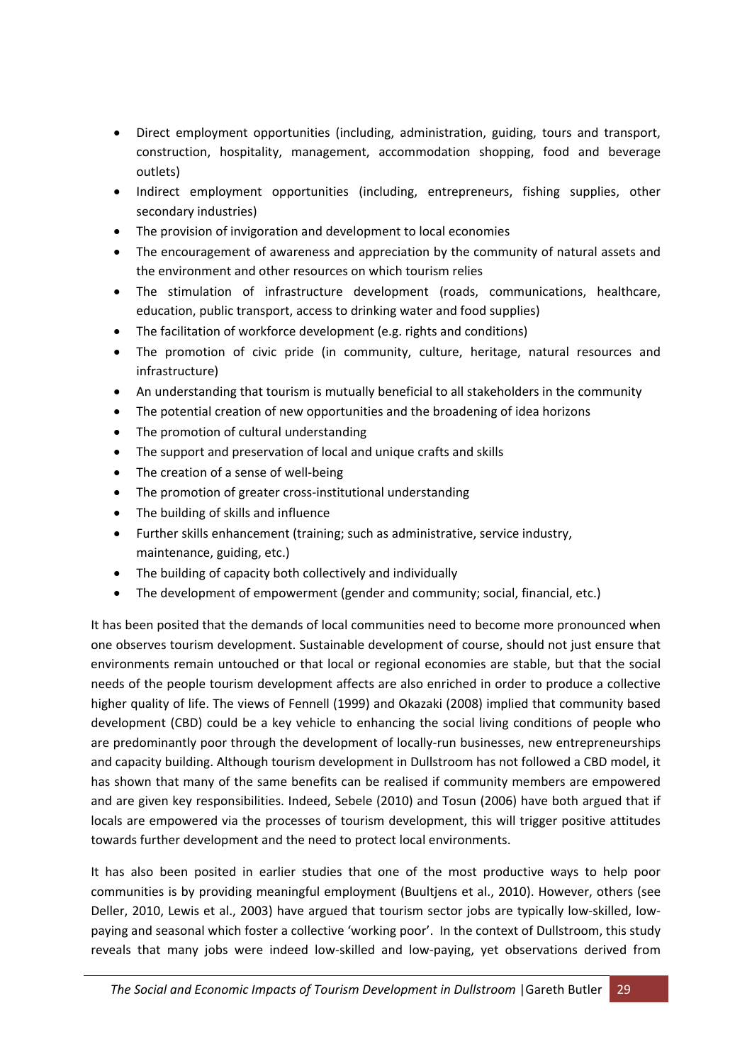- Direct employment opportunities (including, administration, guiding, tours and transport, construction, hospitality, management, accommodation shopping, food and beverage outlets)
- Indirect employment opportunities (including, entrepreneurs, fishing supplies, other secondary industries)
- The provision of invigoration and development to local economies
- The encouragement of awareness and appreciation by the community of natural assets and the environment and other resources on which tourism relies
- The stimulation of infrastructure development (roads, communications, healthcare, education, public transport, access to drinking water and food supplies)
- The facilitation of workforce development (e.g. rights and conditions)
- The promotion of civic pride (in community, culture, heritage, natural resources and infrastructure)
- An understanding that tourism is mutually beneficial to all stakeholders in the community
- The potential creation of new opportunities and the broadening of idea horizons
- The promotion of cultural understanding
- The support and preservation of local and unique crafts and skills
- The creation of a sense of well-being
- The promotion of greater cross-institutional understanding
- The building of skills and influence
- Further skills enhancement (training; such as administrative, service industry, maintenance, guiding, etc.)
- The building of capacity both collectively and individually
- The development of empowerment (gender and community; social, financial, etc.)

It has been posited that the demands of local communities need to become more pronounced when one observes tourism development. Sustainable development of course, should not just ensure that environments remain untouched or that local or regional economies are stable, but that the social needs of the people tourism development affects are also enriched in order to produce a collective higher quality of life. The views of Fennell (1999) and Okazaki (2008) implied that community based development (CBD) could be a key vehicle to enhancing the social living conditions of people who are predominantly poor through the development of locally-run businesses, new entrepreneurships and capacity building. Although tourism development in Dullstroom has not followed a CBD model, it has shown that many of the same benefits can be realised if community members are empowered and are given key responsibilities. Indeed, Sebele (2010) and Tosun (2006) have both argued that if locals are empowered via the processes of tourism development, this will trigger positive attitudes towards further development and the need to protect local environments.

It has also been posited in earlier studies that one of the most productive ways to help poor communities is by providing meaningful employment (Buultjens et al., 2010). However, others (see Deller, 2010, Lewis et al., 2003) have argued that tourism sector jobs are typically low-skilled, low-paying and seasonal which foster a collective 'working poor'. In the context of Dullstroom, this study reveals that many jobs were indeed low-skilled and low-paying, yet observations derived from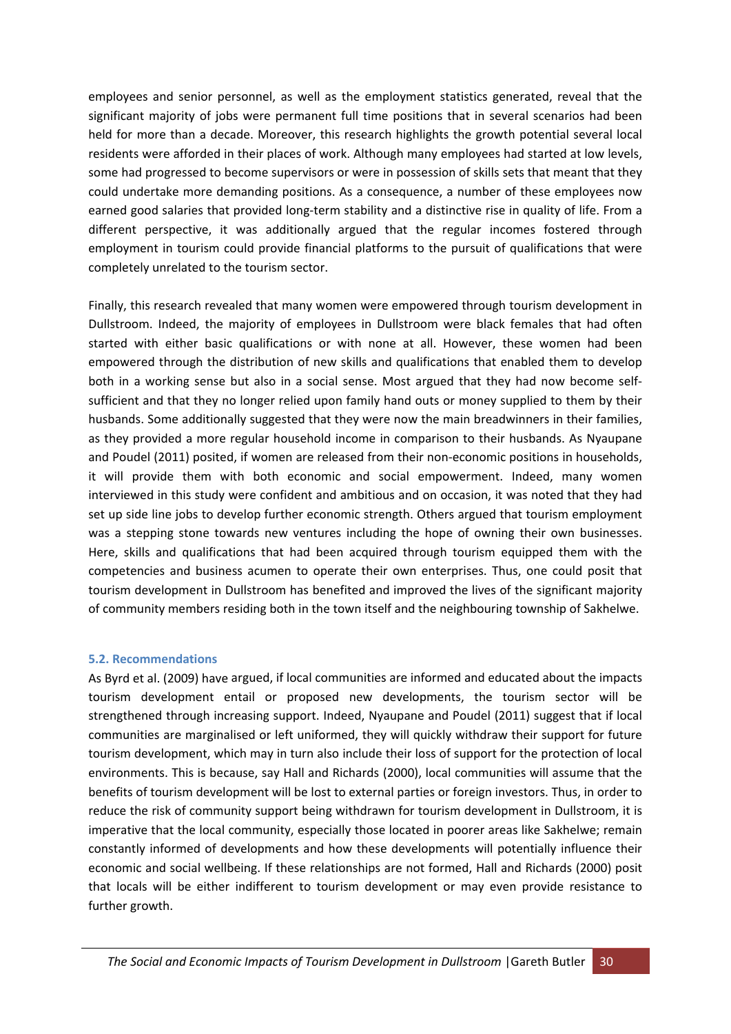employees and senior personnel, as well as the employment statistics generated, reveal that the significant majority of jobs were permanent full time positions that in several scenarios had been held for more than a decade. Moreover, this research highlights the growth potential several local residents were afforded in their places of work. Although many employees had started at low levels, some had progressed to become supervisors or were in possession of skills sets that meant that they could undertake more demanding positions. As a consequence, a number of these employees now earned good salaries that provided long-term stability and a distinctive rise in quality of life. From a different perspective, it was additionally argued that the regular incomes fostered through employment in tourism could provide financial platforms to the pursuit of qualifications that were completely unrelated to the tourism sector.

Finally, this research revealed that many women were empowered through tourism development in Dullstroom. Indeed, the majority of employees in Dullstroom were black females that had often started with either basic qualifications or with none at all. However, these women had been empowered through the distribution of new skills and qualifications that enabled them to develop both in a working sense but also in a social sense. Most argued that they had now become self-sufficient and that they no longer relied upon family hand outs or money supplied to them by their husbands. Some additionally suggested that they were now the main breadwinners in their families, as they provided a more regular household income in comparison to their husbands. As Nyaupane and Poudel (2011) posited, if women are released from their non-economic positions in households, it will provide them with both economic and social empowerment. Indeed, many women interviewed in this study were confident and ambitious and on occasion, it was noted that they had set up side line jobs to develop further economic strength. Others argued that tourism employment was a stepping stone towards new ventures including the hope of owning their own businesses. Here, skills and qualifications that had been acquired through tourism equipped them with the competencies and business acumen to operate their own enterprises. Thus, one could posit that tourism development in Dullstroom has benefited and improved the lives of the significant majority of community members residing both in the town itself and the neighbouring township of Sakhelwe.

### 5.2. Recommendations

As Byrd et al. (2009) have argued, if local communities are informed and educated about the impacts tourism development entail or proposed new developments, the tourism sector will be strengthened through increasing support. Indeed, Nyaupane and Poudel (2011) suggest that if local communities are marginalised or left uniformed, they will quickly withdraw their support for future tourism development, which may in turn also include their loss of support for the protection of local environments. This is because, say Hall and Richards (2000), local communities will assume that the benefits of tourism development will be lost to external parties or foreign investors. Thus, in order to reduce the risk of community support being withdrawn for tourism development in Dullstroom, it is imperative that the local community, especially those located in poorer areas like Sakhelwe; remain constantly informed of developments and how these developments will potentially influence their economic and social wellbeing. If these relationships are not formed, Hall and Richards (2000) posit that locals will be either indifferent to tourism development or may even provide resistance to further growth.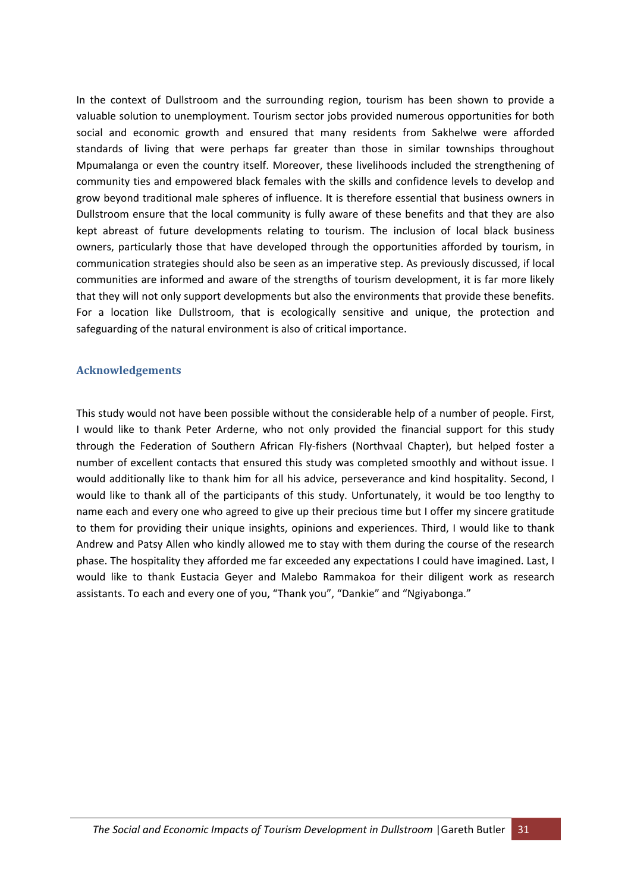In the context of Dullstroom and the surrounding region, tourism has been shown to provide a valuable solution to unemployment. Tourism sector jobs provided numerous opportunities for both social and economic growth and ensured that many residents from Sakhelwe were afforded standards of living that were perhaps far greater than those in similar townships throughout Mpumalanga or even the country itself. Moreover, these livelihoods included the strengthening of community ties and empowered black females with the skills and confidence levels to develop and grow beyond traditional male spheres of influence. It is therefore essential that business owners in Dullstroom ensure that the local community is fully aware of these benefits and that they are also kept abreast of future developments relating to tourism. The inclusion of local black business owners, particularly those that have developed through the opportunities afforded by tourism, in communication strategies should also be seen as an imperative step. As previously discussed, if local communities are informed and aware of the strengths of tourism development, it is far more likely that they will not only support developments but also the environments that provide these benefits. For a location like Dullstroom, that is ecologically sensitive and unique, the protection and safeguarding of the natural environment is also of critical importance.

## Acknowledgements

This study would not have been possible without the considerable help of a number of people. First, I would like to thank Peter Arderne, who not only provided the financial support for this study through the Federation of Southern African Fly-fishers (Northvaal Chapter), but helped foster a number of excellent contacts that ensured this study was completed smoothly and without issue. I would additionally like to thank him for all his advice, perseverance and kind hospitality. Second, I would like to thank all of the participants of this study. Unfortunately, it would be too lengthy to name each and every one who agreed to give up their precious time but I offer my sincere gratitude to them for providing their unique insights, opinions and experiences. Third, I would like to thank Andrew and Patsy Allen who kindly allowed me to stay with them during the course of the research phase. The hospitality they afforded me far exceeded any expectations I could have imagined. Last, I would like to thank Eustacia Geyer and Malebo Rammakoa for their diligent work as research assistants. To each and every one of you, "Thank you", "Dankie" and "Ngiyabonga."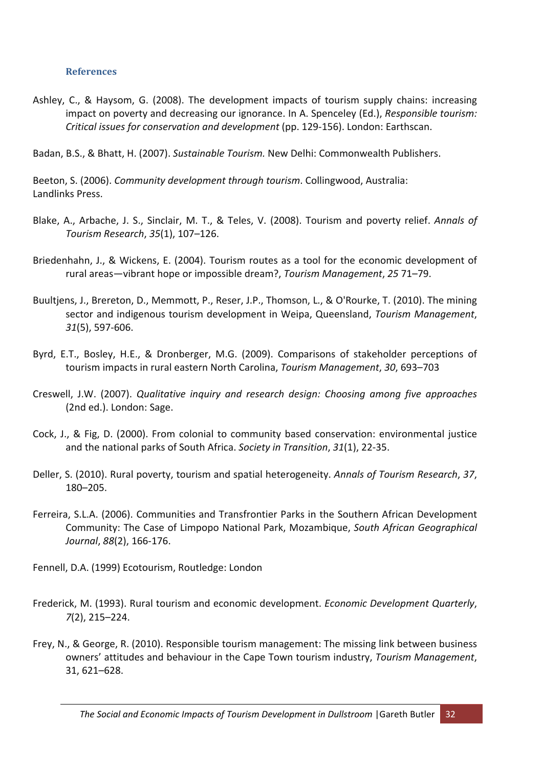### References

Ashley, C., & Haysom, G. (2008). The development impacts of tourism supply chains: increasing impact on poverty and decreasing our ignorance. In A. Spenceley (Ed.), *Responsible tourism: Critical issues for conservation and development* (pp. 129-156). London: Earthscan.

Badan, B.S., & Bhatt, H. (2007). *Sustainable Tourism.* New Delhi: Commonwealth Publishers.

Beeton, S. (2006). *Community development through tourism*. Collingwood, Australia: Landlinks Press.

Blake, A., Arbache, J. S., Sinclair, M. T., & Teles, V. (2008). Tourism and poverty relief. *Annals of Tourism Research*, *35*(1), 107–126.

Briedenhahn, J., & Wickens, E. (2004). Tourism routes as a tool for the economic development of rural areas—vibrant hope or impossible dream?, *Tourism Management*, *25* 71–79.

Buultjens, J., Brereton, D., Memmott, P., Reser, J.P., Thomson, L., & O'Rourke, T. (2010). The mining sector and indigenous tourism development in Weipa, Queensland, *Tourism Management*, *31*(5), 597-606.

Byrd, E.T., Bosley, H.E., & Dronberger, M.G. (2009). Comparisons of stakeholder perceptions of tourism impacts in rural eastern North Carolina, *Tourism Management*, *30*, 693–703

Creswell, J.W. (2007). *Qualitative inquiry and research design: Choosing among five approaches* (2nd ed.). London: Sage.

Cock, J., & Fig, D. (2000). From colonial to community based conservation: environmental justice and the national parks of South Africa. *Society in Transition*, *31*(1), 22-35.

Deller, S. (2010). Rural poverty, tourism and spatial heterogeneity. *Annals of Tourism Research*, *37*, 180–205.

Ferreira, S.L.A. (2006). Communities and Transfrontier Parks in the Southern African Development Community: The Case of Limpopo National Park, Mozambique, *South African Geographical Journal*, *88*(2), 166-176.

Fennell, D.A. (1999) Ecotourism, Routledge: London

Frederick, M. (1993). Rural tourism and economic development. *Economic Development Quarterly*, *7*(2), 215–224.

Frey, N., & George, R. (2010). Responsible tourism management: The missing link between business owners' attitudes and behaviour in the Cape Town tourism industry, *Tourism Management*, 31, 621–628.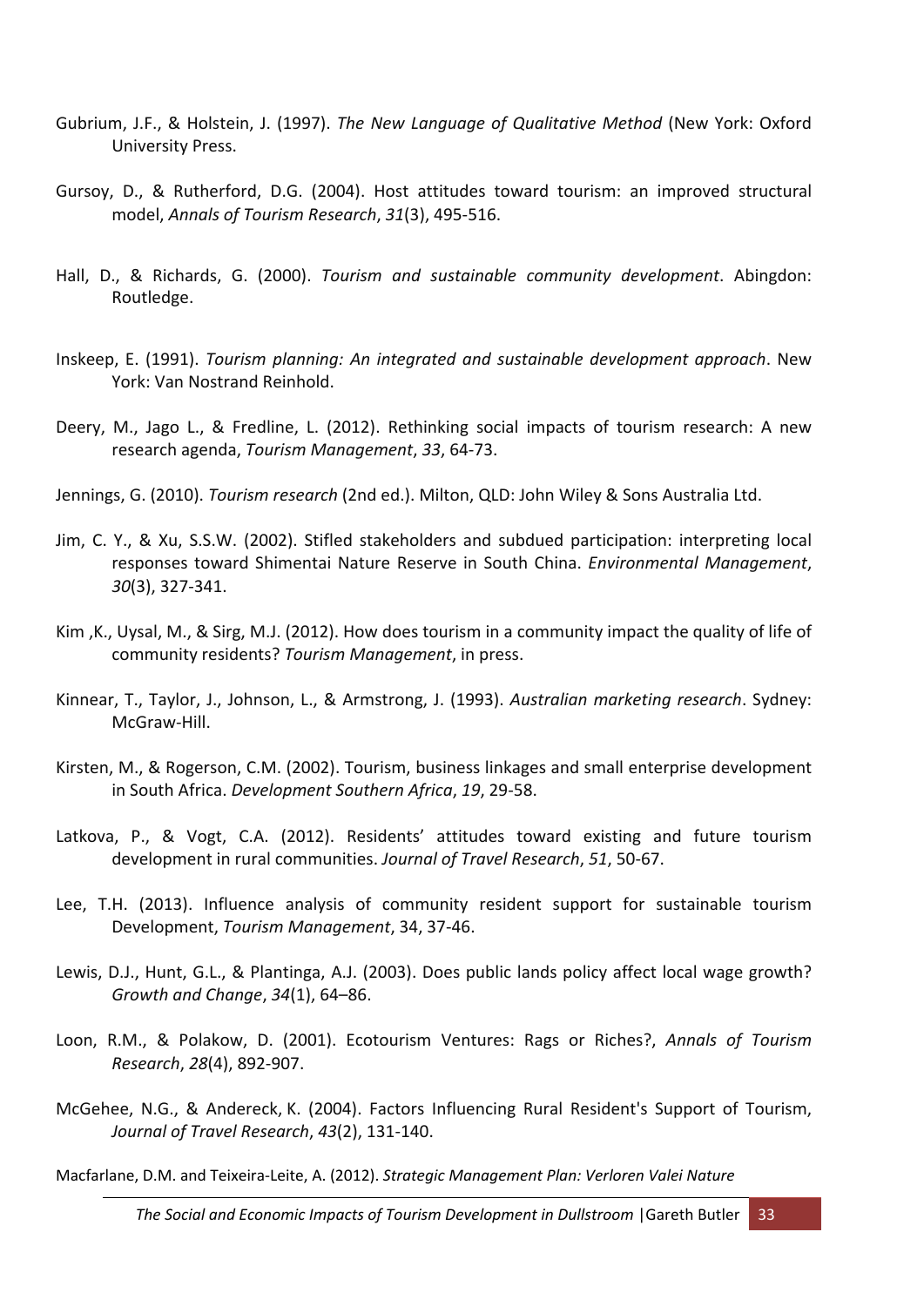Gubrium, J.F., & Holstein, J. (1997). *The New Language of Qualitative Method* (New York: Oxford University Press.

Gursoy, D., & Rutherford, D.G. (2004). Host attitudes toward tourism: an improved structural model, *Annals of Tourism Research*, *31*(3), 495-516.

Hall, D., & Richards, G. (2000). *Tourism and sustainable community development*. Abingdon: Routledge.

Inskeep, E. (1991). *Tourism planning: An integrated and sustainable development approach*. New York: Van Nostrand Reinhold.

Deery, M., Jago L., & Fredline, L. (2012). Rethinking social impacts of tourism research: A new research agenda, *Tourism Management*, *33*, 64-73.

Jennings, G. (2010). *Tourism research* (2nd ed.). Milton, QLD: John Wiley & Sons Australia Ltd.

Jim, C. Y., & Xu, S.S.W. (2002). Stifled stakeholders and subdued participation: interpreting local responses toward Shimentai Nature Reserve in South China. *Environmental Management*, *30*(3), 327-341.

Kim ,K., Uysal, M., & Sirg, M.J. (2012). How does tourism in a community impact the quality of life of community residents? *Tourism Management*, in press.

Kinnear, T., Taylor, J., Johnson, L., & Armstrong, J. (1993). *Australian marketing research*. Sydney: McGraw-Hill.

Kirsten, M., & Rogerson, C.M. (2002). Tourism, business linkages and small enterprise development in South Africa. *Development Southern Africa*, *19*, 29-58.

Latkova, P., & Vogt, C.A. (2012). Residents' attitudes toward existing and future tourism development in rural communities. *Journal of Travel Research*, *51*, 50-67.

Lee, T.H. (2013). Influence analysis of community resident support for sustainable tourism Development, *Tourism Management*, 34, 37-46.

Lewis, D.J., Hunt, G.L., & Plantinga, A.J. (2003). Does public lands policy affect local wage growth? *Growth and Change*, *34*(1), 64–86.

Loon, R.M., & Polakow, D. (2001). Ecotourism Ventures: Rags or Riches?, *Annals of Tourism Research*, *28*(4), 892-907.

McGehee, N.G., & Andereck, K. (2004). Factors Influencing Rural Resident's Support of Tourism, *Journal of Travel Research*, *43*(2), 131-140.

Macfarlane, D.M. and Teixeira-Leite, A. (2012). *Strategic Management Plan: Verloren Valei Nature*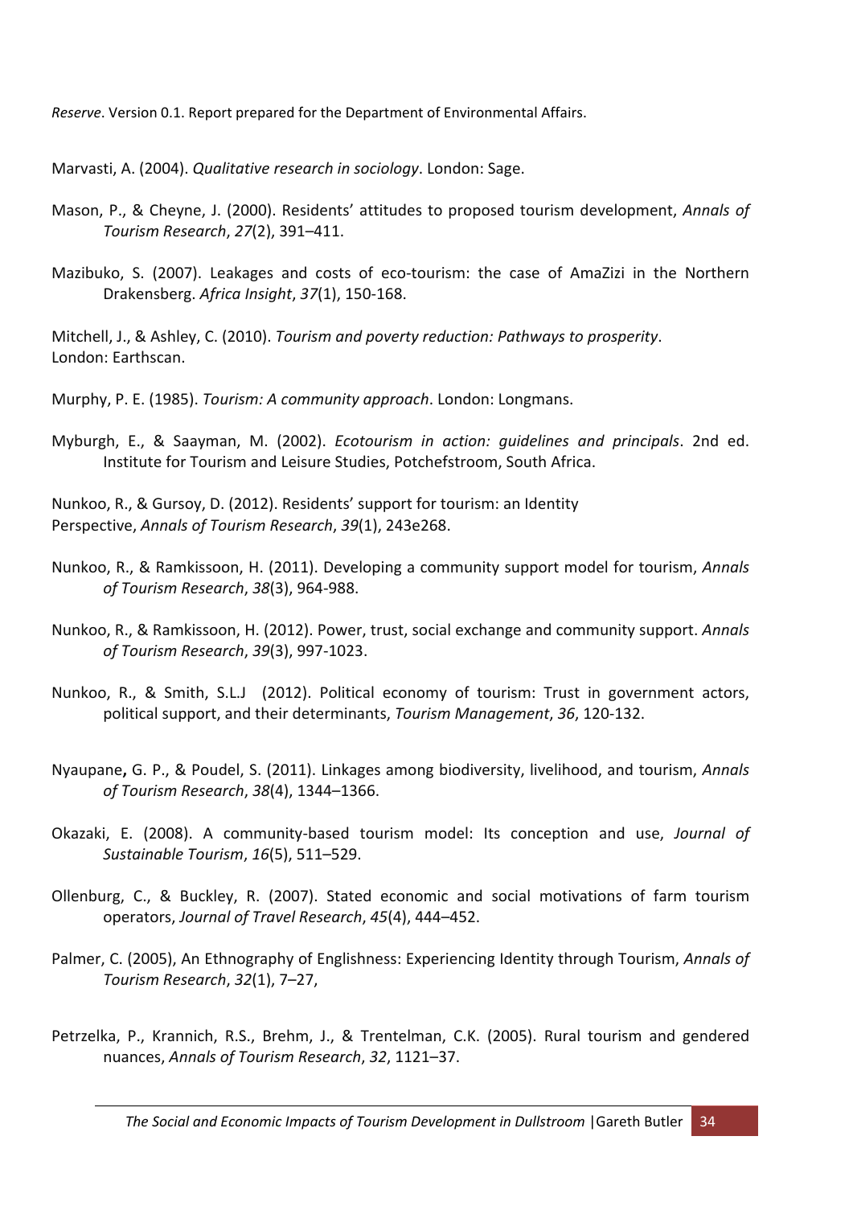*Reserve*. Version 0.1. Report prepared for the Department of Environmental Affairs.

Marvasti, A. (2004). *Qualitative research in sociology*. London: Sage.

Mason, P., & Cheyne, J. (2000). Residents' attitudes to proposed tourism development, *Annals of Tourism Research*, *27*(2), 391–411.

Mazibuko, S. (2007). Leakages and costs of eco-tourism: the case of AmaZizi in the Northern Drakensberg. *Africa Insight*, *37*(1), 150-168.

Mitchell, J., & Ashley, C. (2010). *Tourism and poverty reduction: Pathways to prosperity*. London: Earthscan.

Murphy, P. E. (1985). *Tourism: A community approach*. London: Longmans.

Myburgh, E., & Saayman, M. (2002). *Ecotourism in action: guidelines and principals*. 2nd ed. Institute for Tourism and Leisure Studies, Potchefstroom, South Africa.

Nunkoo, R., & Gursoy, D. (2012). Residents' support for tourism: an Identity Perspective, *Annals of Tourism Research*, *39*(1), 243e268.

Nunkoo, R., & Ramkissoon, H. (2011). Developing a community support model for tourism, *Annals of Tourism Research*, *38*(3), 964-988.

Nunkoo, R., & Ramkissoon, H. (2012). Power, trust, social exchange and community support. *Annals of Tourism Research*, *39*(3), 997-1023.

Nunkoo, R., & Smith, S.L.J (2012). Political economy of tourism: Trust in government actors, political support, and their determinants, *Tourism Management*, *36*, 120-132.

Nyaupane**,** G. P., & Poudel, S. (2011). Linkages among biodiversity, livelihood, and tourism, *Annals of Tourism Research*, *38*(4), 1344–1366.

Okazaki, E. (2008). A community-based tourism model: Its conception and use, *Journal of Sustainable Tourism*, *16*(5), 511–529.

Ollenburg, C., & Buckley, R. (2007). Stated economic and social motivations of farm tourism operators, *Journal of Travel Research*, *45*(4), 444–452.

Palmer, C. (2005), An Ethnography of Englishness: Experiencing Identity through Tourism, *Annals of Tourism Research*, *32*(1), 7–27,

Petrzelka, P., Krannich, R.S., Brehm, J., & Trentelman, C.K. (2005). Rural tourism and gendered nuances, *Annals of Tourism Research*, *32*, 1121–37.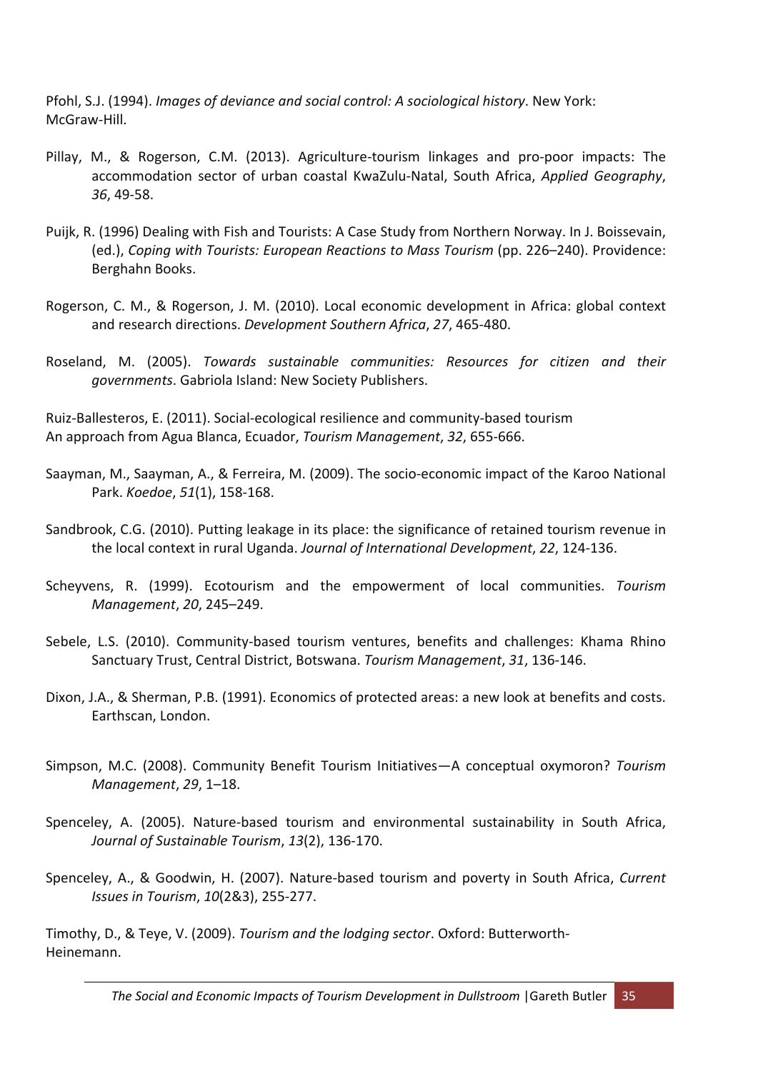Pfohl, S.J. (1994). *Images of deviance and social control: A sociological history*. New York: McGraw-Hill.

Pillay, M., & Rogerson, C.M. (2013). Agriculture-tourism linkages and pro-poor impacts: The accommodation sector of urban coastal KwaZulu-Natal, South Africa, *Applied Geography*, *36*, 49-58.

Puijk, R. (1996) Dealing with Fish and Tourists: A Case Study from Northern Norway. In J. Boissevain, (ed.), *Coping with Tourists: European Reactions to Mass Tourism* (pp. 226–240). Providence: Berghahn Books.

Rogerson, C. M., & Rogerson, J. M. (2010). Local economic development in Africa: global context and research directions. *Development Southern Africa*, *27*, 465-480.

Roseland, M. (2005). *Towards sustainable communities: Resources for citizen and their governments*. Gabriola Island: New Society Publishers.

Ruiz-Ballesteros, E. (2011). Social-ecological resilience and community-based tourism An approach from Agua Blanca, Ecuador, *Tourism Management*, *32*, 655-666.

Saayman, M., Saayman, A., & Ferreira, M. (2009). The socio-economic impact of the Karoo National Park. *Koedoe*, *51*(1), 158-168.

Sandbrook, C.G. (2010). Putting leakage in its place: the significance of retained tourism revenue in the local context in rural Uganda. *Journal of International Development*, *22*, 124-136.

Scheyvens, R. (1999). Ecotourism and the empowerment of local communities. *Tourism Management*, *20*, 245–249.

Sebele, L.S. (2010). Community-based tourism ventures, benefits and challenges: Khama Rhino Sanctuary Trust, Central District, Botswana. *Tourism Management*, *31*, 136-146.

Dixon, J.A., & Sherman, P.B. (1991). Economics of protected areas: a new look at benefits and costs. Earthscan, London.

Simpson, M.C. (2008). Community Benefit Tourism Initiatives—A conceptual oxymoron? *Tourism Management*, *29*, 1–18.

Spenceley, A. (2005). Nature-based tourism and environmental sustainability in South Africa, *Journal of Sustainable Tourism*, *13*(2), 136-170.

Spenceley, A., & Goodwin, H. (2007). Nature-based tourism and poverty in South Africa, *Current Issues in Tourism*, *10*(2&3), 255-277.

Timothy, D., & Teye, V. (2009). *Tourism and the lodging sector*. Oxford: Butterworth-Heinemann.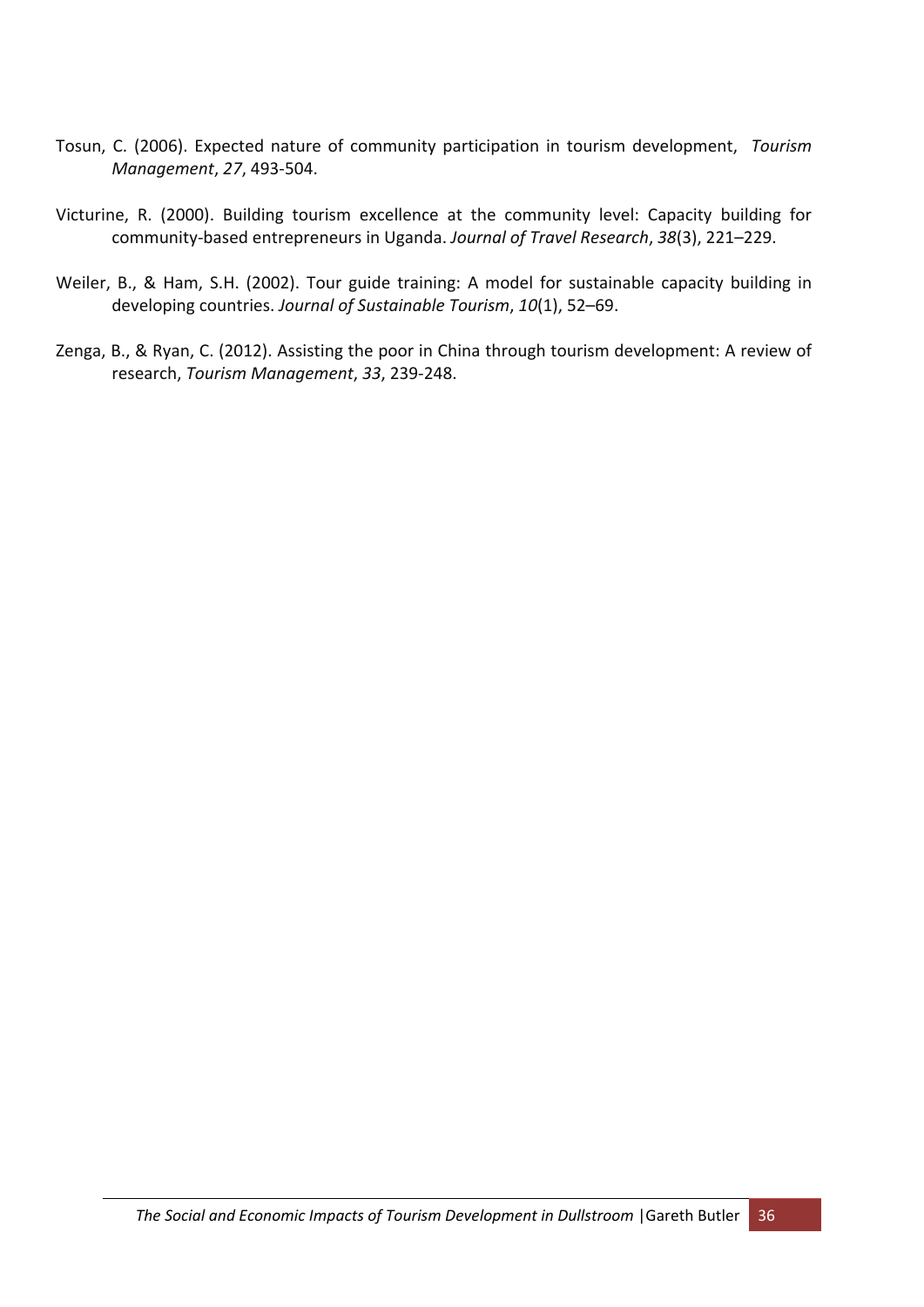Tosun, C. (2006). Expected nature of community participation in tourism development, *Tourism Management*, *27*, 493-504.

Victurine, R. (2000). Building tourism excellence at the community level: Capacity building for community-based entrepreneurs in Uganda. *Journal of Travel Research*, *38*(3), 221–229.

Weiler, B., & Ham, S.H. (2002). Tour guide training: A model for sustainable capacity building in developing countries. *Journal of Sustainable Tourism*, *10*(1), 52–69.

Zenga, B., & Ryan, C. (2012). Assisting the poor in China through tourism development: A review of research, *Tourism Management*, *33*, 239-248.